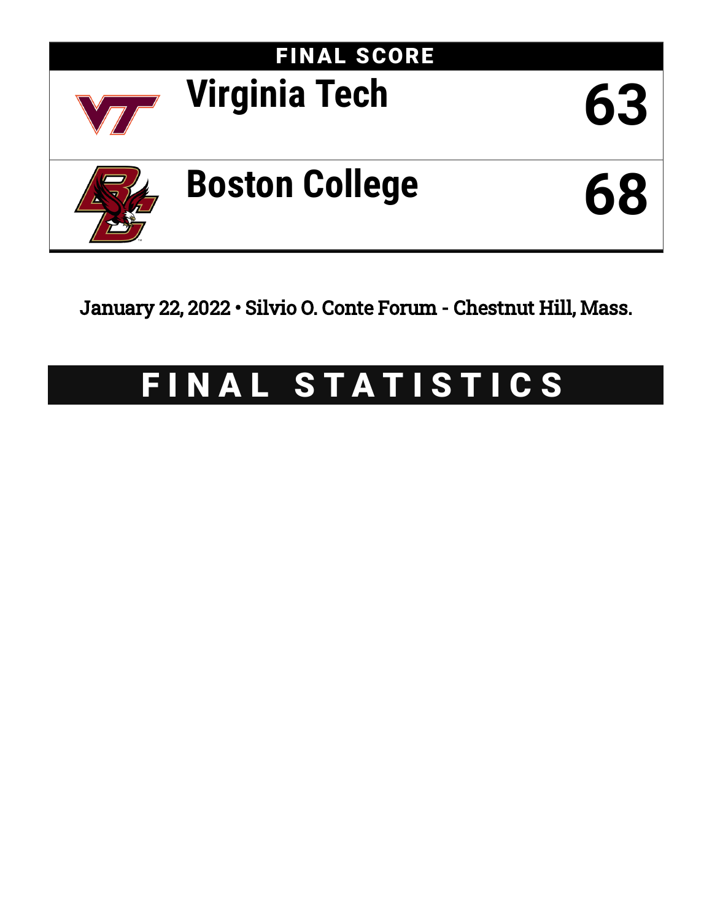## FINAL SCORE

| Team | Score |
|---|---|
| Virginia Tech | 63 |
| Boston College | 68 |

January 22, 2022 • Silvio O. Conte Forum - Chestnut Hill, Mass.

# FINAL STATISTICS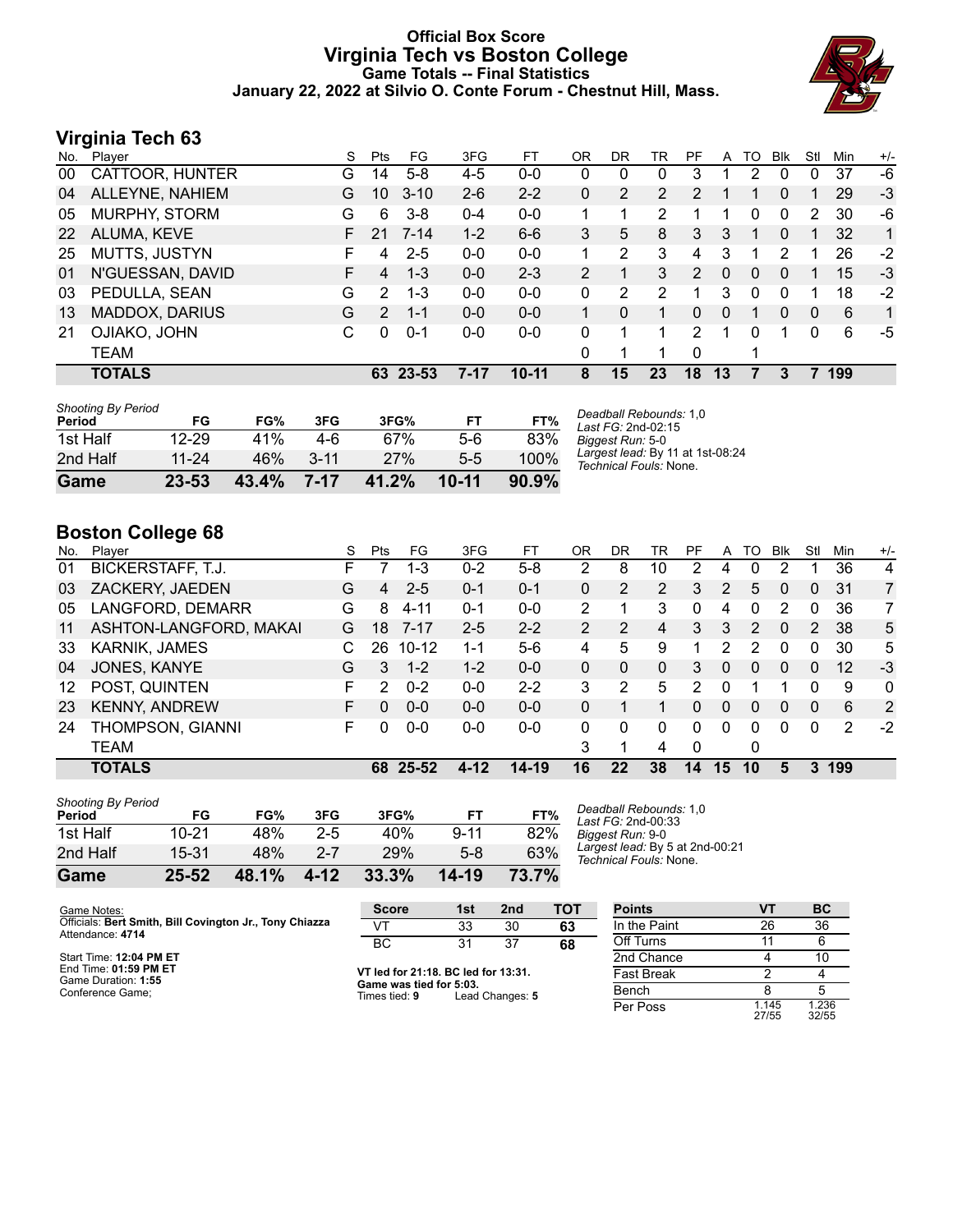# Official Box Score
# Virginia Tech vs Boston College
## Game Totals -- Final Statistics
### January 22, 2022 at Silvio O. Conte Forum - Chestnut Hill, Mass.

## Virginia Tech 63

| No. | Player | S | Pts | FG | 3FG | FT | OR | DR | TR | PF | A | TO | Blk | Stl | Min | +/- |
|---|---|---|---|---|---|---|---|---|---|---|---|---|---|---|---|---|
| 00 | CATTOOR, HUNTER | G | 14 | 5-8 | 4-5 | 0-0 | 0 | 0 | 0 | 3 | 1 | 2 | 0 | 0 | 37 | -6 |
| 04 | ALLEYNE, NAHIEM | G | 10 | 3-10 | 2-6 | 2-2 | 0 | 2 | 2 | 2 | 1 | 1 | 0 | 1 | 29 | -3 |
| 05 | MURPHY, STORM | G | 6 | 3-8 | 0-4 | 0-0 | 1 | 1 | 2 | 1 | 1 | 0 | 0 | 2 | 30 | -6 |
| 22 | ALUMA, KEVE | F | 21 | 7-14 | 1-2 | 6-6 | 3 | 5 | 8 | 3 | 3 | 1 | 0 | 1 | 32 | 1 |
| 25 | MUTTS, JUSTYN | F | 4 | 2-5 | 0-0 | 0-0 | 1 | 2 | 3 | 4 | 3 | 1 | 2 | 1 | 26 | -2 |
| 01 | N'GUESSAN, DAVID | F | 4 | 1-3 | 0-0 | 2-3 | 2 | 1 | 3 | 2 | 0 | 0 | 0 | 1 | 15 | -3 |
| 03 | PEDULLA, SEAN | G | 2 | 1-3 | 0-0 | 0-0 | 0 | 2 | 2 | 1 | 3 | 0 | 0 | 1 | 18 | -2 |
| 13 | MADDOX, DARIUS | G | 2 | 1-1 | 0-0 | 0-0 | 1 | 0 | 1 | 0 | 0 | 1 | 0 | 0 | 6 | 1 |
| 21 | OJIAKO, JOHN | C | 0 | 0-1 | 0-0 | 0-0 | 0 | 1 | 1 | 2 | 1 | 0 | 1 | 0 | 6 | -5 |
| | TEAM | | | | | | 0 | 1 | 1 | 0 | | 1 | | | | |
| | **TOTALS** | | **63** | **23-53** | **7-17** | **10-11** | **8** | **15** | **23** | **18** | **13** | **7** | **3** | **7** | **199** | |

*Shooting By Period*

| Period | FG | FG% | 3FG | 3FG% | FT | FT% |
|---|---|---|---|---|---|---|
| 1st Half | 12-29 | 41% | 4-6 | 67% | 5-6 | 83% |
| 2nd Half | 11-24 | 46% | 3-11 | 27% | 5-5 | 100% |
| **Game** | **23-53** | **43.4%** | **7-17** | **41.2%** | **10-11** | **90.9%** |

*Deadball Rebounds:* 1,0
*Last FG:* 2nd-02:15
*Biggest Run:* 5-0
*Largest lead:* By 11 at 1st-08:24
*Technical Fouls:* None.

## Boston College 68

| No. | Player | S | Pts | FG | 3FG | FT | OR | DR | TR | PF | A | TO | Blk | Stl | Min | +/- |
|---|---|---|---|---|---|---|---|---|---|---|---|---|---|---|---|---|
| 01 | BICKERSTAFF, T.J. | F | 7 | 1-3 | 0-2 | 5-8 | 2 | 8 | 10 | 2 | 4 | 0 | 2 | 1 | 36 | 4 |
| 03 | ZACKERY, JAEDEN | G | 4 | 2-5 | 0-1 | 0-1 | 0 | 2 | 2 | 3 | 2 | 5 | 0 | 0 | 31 | 7 |
| 05 | LANGFORD, DEMARR | G | 8 | 4-11 | 0-1 | 0-0 | 2 | 1 | 3 | 0 | 4 | 0 | 2 | 0 | 36 | 7 |
| 11 | ASHTON-LANGFORD, MAKAI | G | 18 | 7-17 | 2-5 | 2-2 | 2 | 2 | 4 | 3 | 3 | 2 | 0 | 2 | 38 | 5 |
| 33 | KARNIK, JAMES | C | 26 | 10-12 | 1-1 | 5-6 | 4 | 5 | 9 | 1 | 2 | 2 | 0 | 0 | 30 | 5 |
| 04 | JONES, KANYE | G | 3 | 1-2 | 1-2 | 0-0 | 0 | 0 | 0 | 3 | 0 | 0 | 0 | 0 | 12 | -3 |
| 12 | POST, QUINTEN | F | 2 | 0-2 | 0-0 | 2-2 | 3 | 2 | 5 | 2 | 0 | 1 | 1 | 0 | 9 | 0 |
| 23 | KENNY, ANDREW | F | 0 | 0-0 | 0-0 | 0-0 | 0 | 1 | 1 | 0 | 0 | 0 | 0 | 0 | 6 | 2 |
| 24 | THOMPSON, GIANNI | F | 0 | 0-0 | 0-0 | 0-0 | 0 | 0 | 0 | 0 | 0 | 0 | 0 | 0 | 2 | -2 |
| | TEAM | | | | | | 3 | 1 | 4 | 0 | | 0 | | | | |
| | **TOTALS** | | **68** | **25-52** | **4-12** | **14-19** | **16** | **22** | **38** | **14** | **15** | **10** | **5** | **3** | **199** | |

*Shooting By Period*

| Period | FG | FG% | 3FG | 3FG% | FT | FT% |
|---|---|---|---|---|---|---|
| 1st Half | 10-21 | 48% | 2-5 | 40% | 9-11 | 82% |
| 2nd Half | 15-31 | 48% | 2-7 | 29% | 5-8 | 63% |
| **Game** | **25-52** | **48.1%** | **4-12** | **33.3%** | **14-19** | **73.7%** |

*Deadball Rebounds:* 1,0
*Last FG:* 2nd-00:33
*Biggest Run:* 9-0
*Largest lead:* By 5 at 2nd-00:21
*Technical Fouls:* None.

Game Notes:
Officials: **Bert Smith, Bill Covington Jr., Tony Chiazza**
Attendance: **4714**

Start Time: **12:04 PM ET**
End Time: **01:59 PM ET**
Game Duration: **1:55**
Conference Game;

| Score | 1st | 2nd | TOT |
|---|---|---|---|
| VT | 33 | 30 | **63** |
| BC | 31 | 37 | **68** |

**VT led for 21:18. BC led for 13:31.**
**Game was tied for 5:03.**
Times tied: **9** Lead Changes: **5**

| Points | VT | BC |
|---|---|---|
| In the Paint | 26 | 36 |
| Off Turns | 11 | 6 |
| 2nd Chance | 4 | 10 |
| Fast Break | 2 | 4 |
| Bench | 8 | 5 |
| Per Poss | 1.145 27/55 | 1.236 32/55 |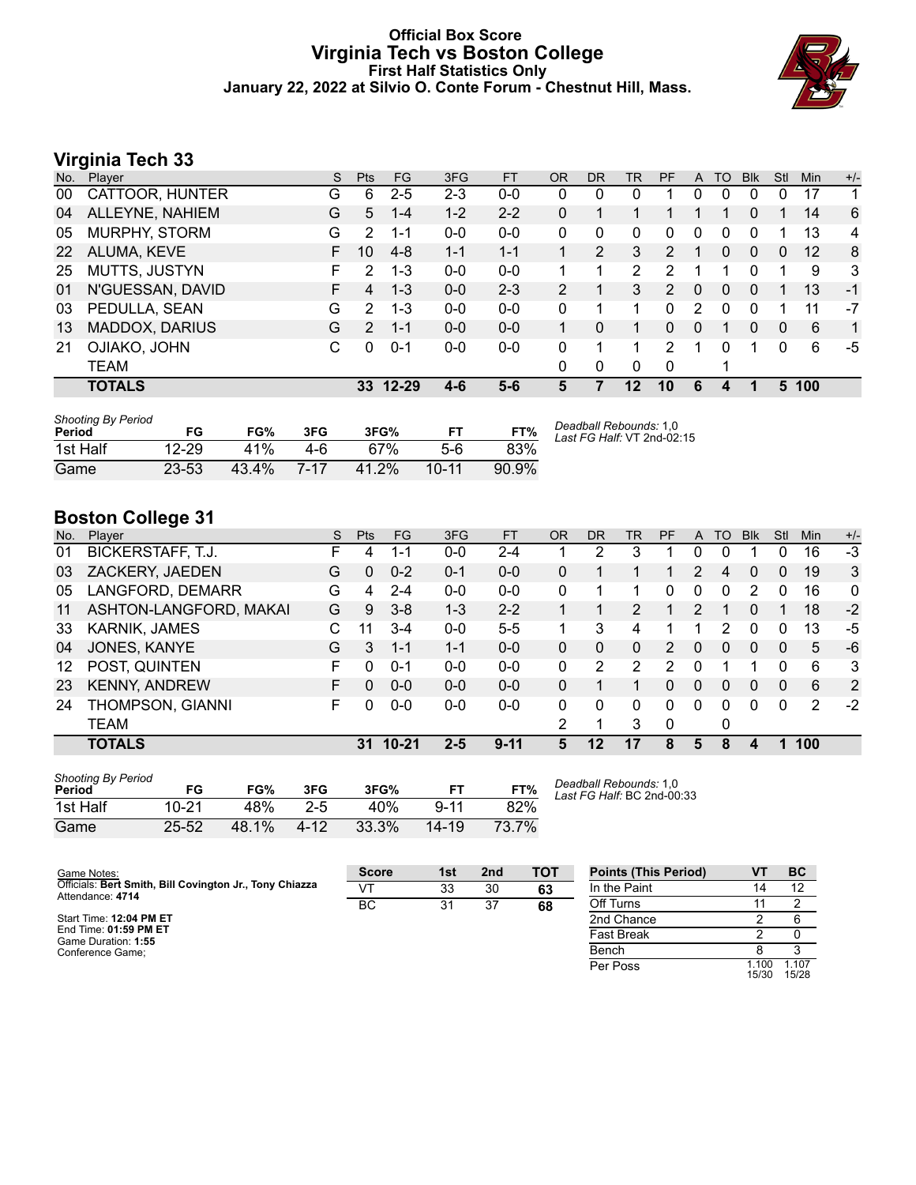# Official Box Score
# Virginia Tech vs Boston College
### First Half Statistics Only
### January 22, 2022 at Silvio O. Conte Forum - Chestnut Hill, Mass.

## Virginia Tech 33

| No. | Player | S | Pts | FG | 3FG | FT | OR | DR | TR | PF | A | TO | Blk | Stl | Min | +/- |
|---|---|---|---|---|---|---|---|---|---|---|---|---|---|---|---|---|
| 00 | CATTOOR, HUNTER | G | 6 | 2-5 | 2-3 | 0-0 | 0 | 0 | 0 | 1 | 0 | 0 | 0 | 0 | 17 | 1 |
| 04 | ALLEYNE, NAHIEM | G | 5 | 1-4 | 1-2 | 2-2 | 0 | 1 | 1 | 1 | 1 | 1 | 0 | 1 | 14 | 6 |
| 05 | MURPHY, STORM | G | 2 | 1-1 | 0-0 | 0-0 | 0 | 0 | 0 | 0 | 0 | 0 | 0 | 1 | 13 | 4 |
| 22 | ALUMA, KEVE | F | 10 | 4-8 | 1-1 | 1-1 | 1 | 2 | 3 | 2 | 1 | 0 | 0 | 0 | 12 | 8 |
| 25 | MUTTS, JUSTYN | F | 2 | 1-3 | 0-0 | 0-0 | 1 | 1 | 2 | 2 | 1 | 1 | 0 | 1 | 9 | 3 |
| 01 | N'GUESSAN, DAVID | F | 4 | 1-3 | 0-0 | 2-3 | 2 | 1 | 3 | 2 | 0 | 0 | 0 | 1 | 13 | -1 |
| 03 | PEDULLA, SEAN | G | 2 | 1-3 | 0-0 | 0-0 | 0 | 1 | 1 | 0 | 2 | 0 | 0 | 1 | 11 | -7 |
| 13 | MADDOX, DARIUS | G | 2 | 1-1 | 0-0 | 0-0 | 1 | 0 | 1 | 0 | 0 | 1 | 0 | 0 | 6 | 1 |
| 21 | OJIAKO, JOHN | C | 0 | 0-1 | 0-0 | 0-0 | 0 | 1 | 1 | 2 | 1 | 0 | 1 | 0 | 6 | -5 |
| | TEAM | | | | | | 0 | 0 | 0 | 0 | | 1 | | | | |
| | **TOTALS** | | **33** | **12-29** | **4-6** | **5-6** | **5** | **7** | **12** | **10** | **6** | **4** | **1** | **5** | **100** | |

*Shooting By Period*

| Period | FG | FG% | 3FG | 3FG% | FT | FT% |
|---|---|---|---|---|---|---|
| 1st Half | 12-29 | 41% | 4-6 | 67% | 5-6 | 83% |
| Game | 23-53 | 43.4% | 7-17 | 41.2% | 10-11 | 90.9% |

*Deadball Rebounds:* 1,0
*Last FG Half:* VT 2nd-02:15

## Boston College 31

| No. | Player | S | Pts | FG | 3FG | FT | OR | DR | TR | PF | A | TO | Blk | Stl | Min | +/- |
|---|---|---|---|---|---|---|---|---|---|---|---|---|---|---|---|---|
| 01 | BICKERSTAFF, T.J. | F | 4 | 1-1 | 0-0 | 2-4 | 1 | 2 | 3 | 1 | 0 | 0 | 1 | 0 | 16 | -3 |
| 03 | ZACKERY, JAEDEN | G | 0 | 0-2 | 0-1 | 0-0 | 0 | 1 | 1 | 1 | 2 | 4 | 0 | 0 | 19 | 3 |
| 05 | LANGFORD, DEMARR | G | 4 | 2-4 | 0-0 | 0-0 | 0 | 1 | 1 | 0 | 0 | 0 | 2 | 0 | 16 | 0 |
| 11 | ASHTON-LANGFORD, MAKAI | G | 9 | 3-8 | 1-3 | 2-2 | 1 | 1 | 2 | 1 | 2 | 1 | 0 | 1 | 18 | -2 |
| 33 | KARNIK, JAMES | C | 11 | 3-4 | 0-0 | 5-5 | 1 | 3 | 4 | 1 | 1 | 2 | 0 | 0 | 13 | -5 |
| 04 | JONES, KANYE | G | 3 | 1-1 | 1-1 | 0-0 | 0 | 0 | 0 | 2 | 0 | 0 | 0 | 0 | 5 | -6 |
| 12 | POST, QUINTEN | F | 0 | 0-1 | 0-0 | 0-0 | 0 | 2 | 2 | 2 | 0 | 1 | 1 | 0 | 6 | 3 |
| 23 | KENNY, ANDREW | F | 0 | 0-0 | 0-0 | 0-0 | 0 | 1 | 1 | 0 | 0 | 0 | 0 | 0 | 6 | 2 |
| 24 | THOMPSON, GIANNI | F | 0 | 0-0 | 0-0 | 0-0 | 0 | 0 | 0 | 0 | 0 | 0 | 0 | 0 | 2 | -2 |
| | TEAM | | | | | | 2 | 1 | 3 | 0 | | 0 | | | | |
| | **TOTALS** | | **31** | **10-21** | **2-5** | **9-11** | **5** | **12** | **17** | **8** | **5** | **8** | **4** | **1** | **100** | |

*Shooting By Period*

| Period | FG | FG% | 3FG | 3FG% | FT | FT% |
|---|---|---|---|---|---|---|
| 1st Half | 10-21 | 48% | 2-5 | 40% | 9-11 | 82% |
| Game | 25-52 | 48.1% | 4-12 | 33.3% | 14-19 | 73.7% |

*Deadball Rebounds:* 1,0
*Last FG Half:* BC 2nd-00:33

Game Notes:
Officials: **Bert Smith, Bill Covington Jr., Tony Chiazza**
Attendance: **4714**

Start Time: **12:04 PM ET**
End Time: **01:59 PM ET**
Game Duration: **1:55**
Conference Game;

| Score | 1st | 2nd | TOT |
|---|---|---|---|
| VT | 33 | 30 | **63** |
| BC | 31 | 37 | **68** |

| Points (This Period) | VT | BC |
|---|---|---|
| In the Paint | 14 | 12 |
| Off Turns | 11 | 2 |
| 2nd Chance | 2 | 6 |
| Fast Break | 2 | 0 |
| Bench | 8 | 3 |
| Per Poss | 1.100 15/30 | 1.107 15/28 |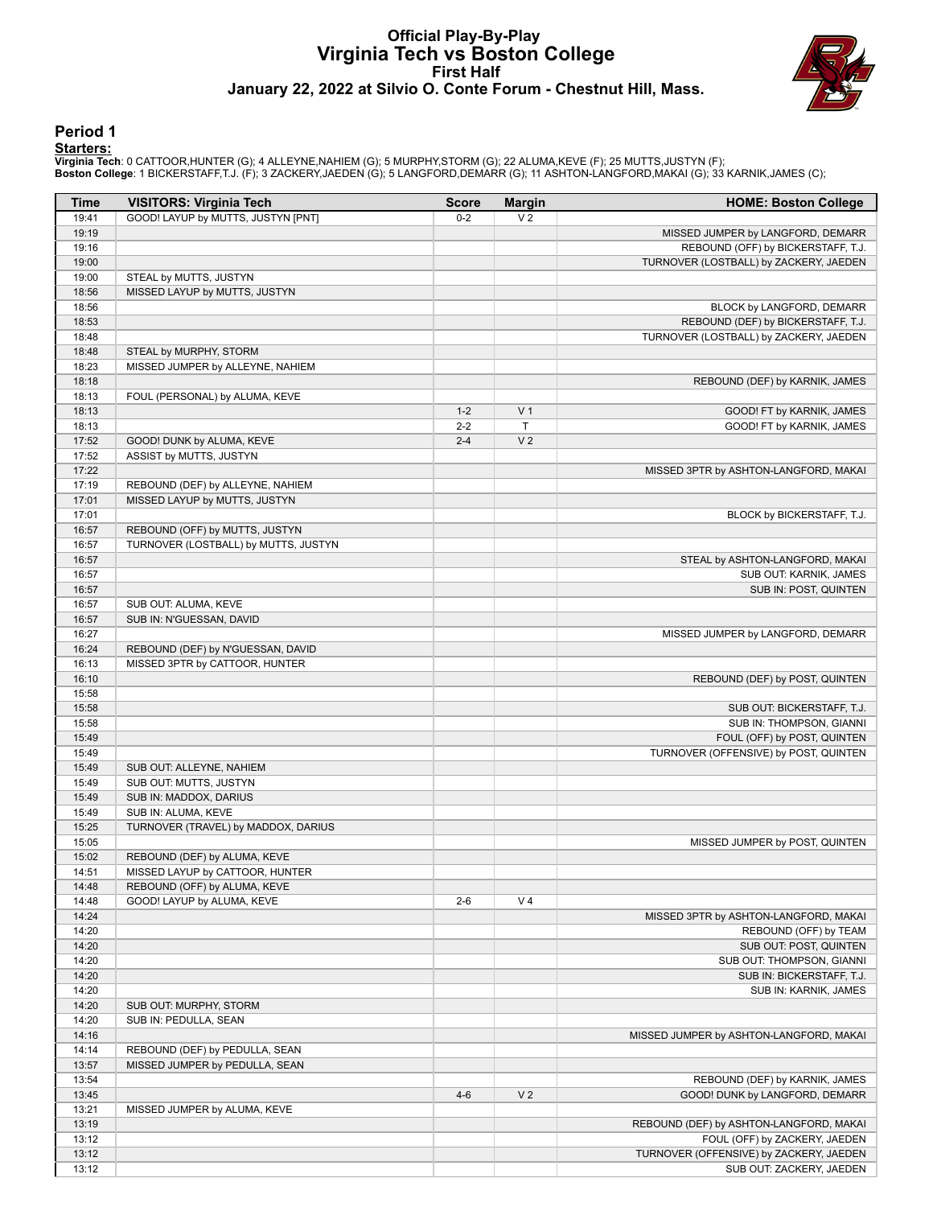# Official Play-By-Play
# Virginia Tech vs Boston College
## First Half
### January 22, 2022 at Silvio O. Conte Forum - Chestnut Hill, Mass.

## Period 1

**Starters:**

**Virginia Tech**: 0 CATTOOR,HUNTER (G); 4 ALLEYNE,NAHIEM (G); 5 MURPHY,STORM (G); 22 ALUMA,KEVE (F); 25 MUTTS,JUSTYN (F);
**Boston College**: 1 BICKERSTAFF,T.J. (F); 3 ZACKERY,JAEDEN (G); 5 LANGFORD,DEMARR (G); 11 ASHTON-LANGFORD,MAKAI (G); 33 KARNIK,JAMES (C);

| Time | VISITORS: Virginia Tech | Score | Margin | HOME: Boston College |
|---|---|---|---|---|
| 19:41 | GOOD! LAYUP by MUTTS, JUSTYN [PNT] | 0-2 | V 2 | |
| 19:19 | | | | MISSED JUMPER by LANGFORD, DEMARR |
| 19:16 | | | | REBOUND (OFF) by BICKERSTAFF, T.J. |
| 19:00 | | | | TURNOVER (LOSTBALL) by ZACKERY, JAEDEN |
| 19:00 | STEAL by MUTTS, JUSTYN | | | |
| 18:56 | MISSED LAYUP by MUTTS, JUSTYN | | | |
| 18:56 | | | | BLOCK by LANGFORD, DEMARR |
| 18:53 | | | | REBOUND (DEF) by BICKERSTAFF, T.J. |
| 18:48 | | | | TURNOVER (LOSTBALL) by ZACKERY, JAEDEN |
| 18:48 | STEAL by MURPHY, STORM | | | |
| 18:23 | MISSED JUMPER by ALLEYNE, NAHIEM | | | |
| 18:18 | | | | REBOUND (DEF) by KARNIK, JAMES |
| 18:13 | FOUL (PERSONAL) by ALUMA, KEVE | | | |
| 18:13 | | 1-2 | V 1 | GOOD! FT by KARNIK, JAMES |
| 18:13 | | 2-2 | T | GOOD! FT by KARNIK, JAMES |
| 17:52 | GOOD! DUNK by ALUMA, KEVE | 2-4 | V 2 | |
| 17:52 | ASSIST by MUTTS, JUSTYN | | | |
| 17:22 | | | | MISSED 3PTR by ASHTON-LANGFORD, MAKAI |
| 17:19 | REBOUND (DEF) by ALLEYNE, NAHIEM | | | |
| 17:01 | MISSED LAYUP by MUTTS, JUSTYN | | | |
| 17:01 | | | | BLOCK by BICKERSTAFF, T.J. |
| 16:57 | REBOUND (OFF) by MUTTS, JUSTYN | | | |
| 16:57 | TURNOVER (LOSTBALL) by MUTTS, JUSTYN | | | |
| 16:57 | | | | STEAL by ASHTON-LANGFORD, MAKAI |
| 16:57 | | | | SUB OUT: KARNIK, JAMES |
| 16:57 | | | | SUB IN: POST, QUINTEN |
| 16:57 | SUB OUT: ALUMA, KEVE | | | |
| 16:57 | SUB IN: N'GUESSAN, DAVID | | | |
| 16:27 | | | | MISSED JUMPER by LANGFORD, DEMARR |
| 16:24 | REBOUND (DEF) by N'GUESSAN, DAVID | | | |
| 16:13 | MISSED 3PTR by CATTOOR, HUNTER | | | |
| 16:10 | | | | REBOUND (DEF) by POST, QUINTEN |
| 15:58 | | | | |
| 15:58 | | | | SUB OUT: BICKERSTAFF, T.J. |
| 15:58 | | | | SUB IN: THOMPSON, GIANNI |
| 15:49 | | | | FOUL (OFF) by POST, QUINTEN |
| 15:49 | | | | TURNOVER (OFFENSIVE) by POST, QUINTEN |
| 15:49 | SUB OUT: ALLEYNE, NAHIEM | | | |
| 15:49 | SUB OUT: MUTTS, JUSTYN | | | |
| 15:49 | SUB IN: MADDOX, DARIUS | | | |
| 15:49 | SUB IN: ALUMA, KEVE | | | |
| 15:25 | TURNOVER (TRAVEL) by MADDOX, DARIUS | | | |
| 15:05 | | | | MISSED JUMPER by POST, QUINTEN |
| 15:02 | REBOUND (DEF) by ALUMA, KEVE | | | |
| 14:51 | MISSED LAYUP by CATTOOR, HUNTER | | | |
| 14:48 | REBOUND (OFF) by ALUMA, KEVE | | | |
| 14:48 | GOOD! LAYUP by ALUMA, KEVE | 2-6 | V 4 | |
| 14:24 | | | | MISSED 3PTR by ASHTON-LANGFORD, MAKAI |
| 14:20 | | | | REBOUND (OFF) by TEAM |
| 14:20 | | | | SUB OUT: POST, QUINTEN |
| 14:20 | | | | SUB OUT: THOMPSON, GIANNI |
| 14:20 | | | | SUB IN: BICKERSTAFF, T.J. |
| 14:20 | | | | SUB IN: KARNIK, JAMES |
| 14:20 | SUB OUT: MURPHY, STORM | | | |
| 14:20 | SUB IN: PEDULLA, SEAN | | | |
| 14:16 | | | | MISSED JUMPER by ASHTON-LANGFORD, MAKAI |
| 14:14 | REBOUND (DEF) by PEDULLA, SEAN | | | |
| 13:57 | MISSED JUMPER by PEDULLA, SEAN | | | |
| 13:54 | | | | REBOUND (DEF) by KARNIK, JAMES |
| 13:45 | | 4-6 | V 2 | GOOD! DUNK by LANGFORD, DEMARR |
| 13:21 | MISSED JUMPER by ALUMA, KEVE | | | |
| 13:19 | | | | REBOUND (DEF) by ASHTON-LANGFORD, MAKAI |
| 13:12 | | | | FOUL (OFF) by ZACKERY, JAEDEN |
| 13:12 | | | | TURNOVER (OFFENSIVE) by ZACKERY, JAEDEN |
| 13:12 | | | | SUB OUT: ZACKERY, JAEDEN |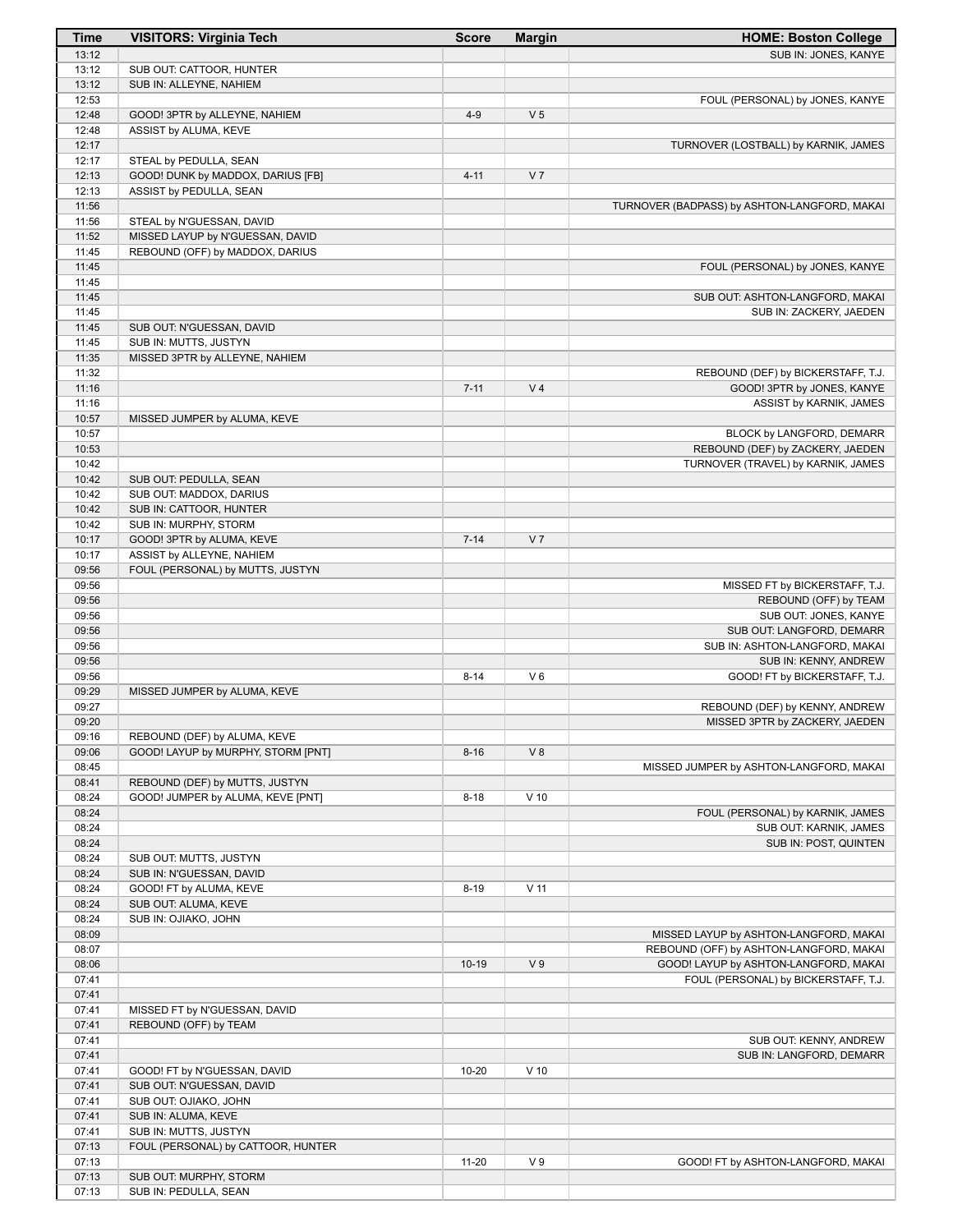| Time | VISITORS: Virginia Tech | Score | Margin | HOME: Boston College |
|---|---|---|---|---|
| 13:12 | | | | SUB IN: JONES, KANYE |
| 13:12 | SUB OUT: CATTOOR, HUNTER | | | |
| 13:12 | SUB IN: ALLEYNE, NAHIEM | | | |
| 12:53 | | | | FOUL (PERSONAL) by JONES, KANYE |
| 12:48 | GOOD! 3PTR by ALLEYNE, NAHIEM | 4-9 | V 5 | |
| 12:48 | ASSIST by ALUMA, KEVE | | | |
| 12:17 | | | | TURNOVER (LOSTBALL) by KARNIK, JAMES |
| 12:17 | STEAL by PEDULLA, SEAN | | | |
| 12:13 | GOOD! DUNK by MADDOX, DARIUS [FB] | 4-11 | V 7 | |
| 12:13 | ASSIST by PEDULLA, SEAN | | | |
| 11:56 | | | | TURNOVER (BADPASS) by ASHTON-LANGFORD, MAKAI |
| 11:56 | STEAL by N'GUESSAN, DAVID | | | |
| 11:52 | MISSED LAYUP by N'GUESSAN, DAVID | | | |
| 11:45 | REBOUND (OFF) by MADDOX, DARIUS | | | |
| 11:45 | | | | FOUL (PERSONAL) by JONES, KANYE |
| 11:45 | | | | |
| 11:45 | | | | SUB OUT: ASHTON-LANGFORD, MAKAI |
| 11:45 | | | | SUB IN: ZACKERY, JAEDEN |
| 11:45 | SUB OUT: N'GUESSAN, DAVID | | | |
| 11:45 | SUB IN: MUTTS, JUSTYN | | | |
| 11:35 | MISSED 3PTR by ALLEYNE, NAHIEM | | | |
| 11:32 | | | | REBOUND (DEF) by BICKERSTAFF, T.J. |
| 11:16 | | 7-11 | V 4 | GOOD! 3PTR by JONES, KANYE |
| 11:16 | | | | ASSIST by KARNIK, JAMES |
| 10:57 | MISSED JUMPER by ALUMA, KEVE | | | |
| 10:57 | | | | BLOCK by LANGFORD, DEMARR |
| 10:53 | | | | REBOUND (DEF) by ZACKERY, JAEDEN |
| 10:42 | | | | TURNOVER (TRAVEL) by KARNIK, JAMES |
| 10:42 | SUB OUT: PEDULLA, SEAN | | | |
| 10:42 | SUB OUT: MADDOX, DARIUS | | | |
| 10:42 | SUB IN: CATTOOR, HUNTER | | | |
| 10:42 | SUB IN: MURPHY, STORM | | | |
| 10:17 | GOOD! 3PTR by ALUMA, KEVE | 7-14 | V 7 | |
| 10:17 | ASSIST by ALLEYNE, NAHIEM | | | |
| 09:56 | FOUL (PERSONAL) by MUTTS, JUSTYN | | | |
| 09:56 | | | | MISSED FT by BICKERSTAFF, T.J. |
| 09:56 | | | | REBOUND (OFF) by TEAM |
| 09:56 | | | | SUB OUT: JONES, KANYE |
| 09:56 | | | | SUB OUT: LANGFORD, DEMARR |
| 09:56 | | | | SUB IN: ASHTON-LANGFORD, MAKAI |
| 09:56 | | | | SUB IN: KENNY, ANDREW |
| 09:56 | | 8-14 | V 6 | GOOD! FT by BICKERSTAFF, T.J. |
| 09:29 | MISSED JUMPER by ALUMA, KEVE | | | |
| 09:27 | | | | REBOUND (DEF) by KENNY, ANDREW |
| 09:20 | | | | MISSED 3PTR by ZACKERY, JAEDEN |
| 09:16 | REBOUND (DEF) by ALUMA, KEVE | | | |
| 09:06 | GOOD! LAYUP by MURPHY, STORM [PNT] | 8-16 | V 8 | |
| 08:45 | | | | MISSED JUMPER by ASHTON-LANGFORD, MAKAI |
| 08:41 | REBOUND (DEF) by MUTTS, JUSTYN | | | |
| 08:24 | GOOD! JUMPER by ALUMA, KEVE [PNT] | 8-18 | V 10 | |
| 08:24 | | | | FOUL (PERSONAL) by KARNIK, JAMES |
| 08:24 | | | | SUB OUT: KARNIK, JAMES |
| 08:24 | | | | SUB IN: POST, QUINTEN |
| 08:24 | SUB OUT: MUTTS, JUSTYN | | | |
| 08:24 | SUB IN: N'GUESSAN, DAVID | | | |
| 08:24 | GOOD! FT by ALUMA, KEVE | 8-19 | V 11 | |
| 08:24 | SUB OUT: ALUMA, KEVE | | | |
| 08:24 | SUB IN: OJIAKO, JOHN | | | |
| 08:09 | | | | MISSED LAYUP by ASHTON-LANGFORD, MAKAI |
| 08:07 | | | | REBOUND (OFF) by ASHTON-LANGFORD, MAKAI |
| 08:06 | | 10-19 | V 9 | GOOD! LAYUP by ASHTON-LANGFORD, MAKAI |
| 07:41 | | | | FOUL (PERSONAL) by BICKERSTAFF, T.J. |
| 07:41 | | | | |
| 07:41 | MISSED FT by N'GUESSAN, DAVID | | | |
| 07:41 | REBOUND (OFF) by TEAM | | | |
| 07:41 | | | | SUB OUT: KENNY, ANDREW |
| 07:41 | | | | SUB IN: LANGFORD, DEMARR |
| 07:41 | GOOD! FT by N'GUESSAN, DAVID | 10-20 | V 10 | |
| 07:41 | SUB OUT: N'GUESSAN, DAVID | | | |
| 07:41 | SUB OUT: OJIAKO, JOHN | | | |
| 07:41 | SUB IN: ALUMA, KEVE | | | |
| 07:41 | SUB IN: MUTTS, JUSTYN | | | |
| 07:13 | FOUL (PERSONAL) by CATTOOR, HUNTER | | | |
| 07:13 | | 11-20 | V 9 | GOOD! FT by ASHTON-LANGFORD, MAKAI |
| 07:13 | SUB OUT: MURPHY, STORM | | | |
| 07:13 | SUB IN: PEDULLA, SEAN | | | |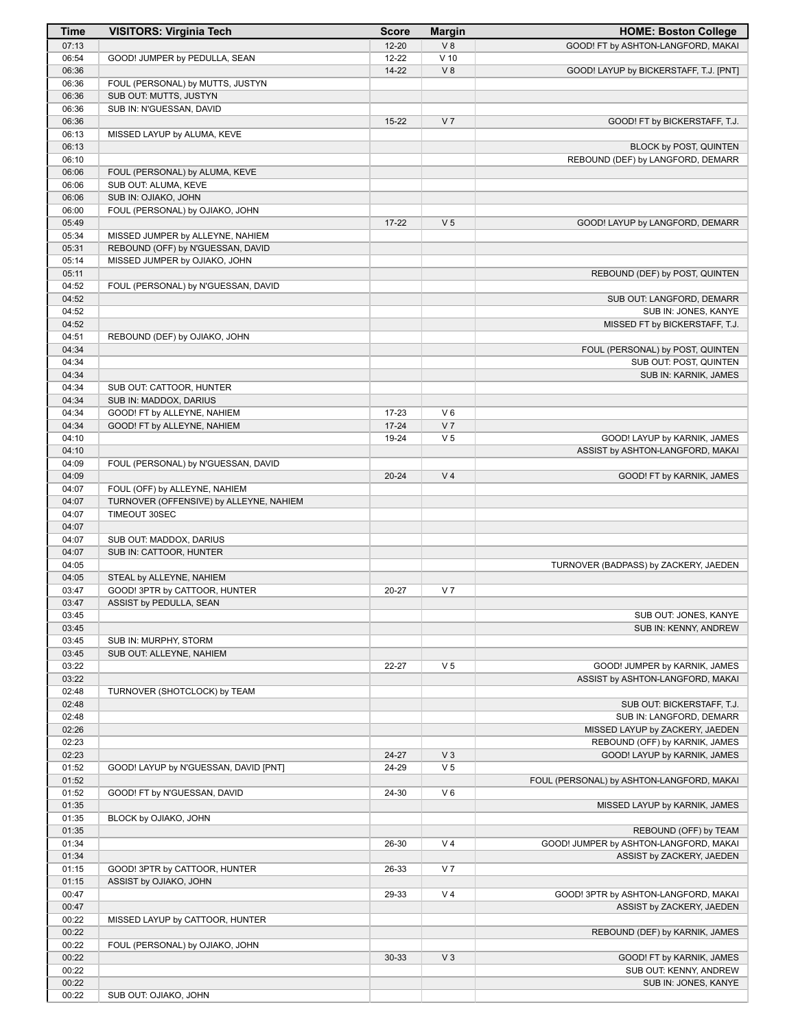| Time | VISITORS: Virginia Tech | Score | Margin | HOME: Boston College |
|---|---|---|---|---|
| 07:13 | | 12-20 | V 8 | GOOD! FT by ASHTON-LANGFORD, MAKAI |
| 06:54 | GOOD! JUMPER by PEDULLA, SEAN | 12-22 | V 10 | |
| 06:36 | | 14-22 | V 8 | GOOD! LAYUP by BICKERSTAFF, T.J. [PNT] |
| 06:36 | FOUL (PERSONAL) by MUTTS, JUSTYN | | | |
| 06:36 | SUB OUT: MUTTS, JUSTYN | | | |
| 06:36 | SUB IN: N'GUESSAN, DAVID | | | |
| 06:36 | | 15-22 | V 7 | GOOD! FT by BICKERSTAFF, T.J. |
| 06:13 | MISSED LAYUP by ALUMA, KEVE | | | |
| 06:13 | | | | BLOCK by POST, QUINTEN |
| 06:10 | | | | REBOUND (DEF) by LANGFORD, DEMARR |
| 06:06 | FOUL (PERSONAL) by ALUMA, KEVE | | | |
| 06:06 | SUB OUT: ALUMA, KEVE | | | |
| 06:06 | SUB IN: OJIAKO, JOHN | | | |
| 06:00 | FOUL (PERSONAL) by OJIAKO, JOHN | | | |
| 05:49 | | 17-22 | V 5 | GOOD! LAYUP by LANGFORD, DEMARR |
| 05:34 | MISSED JUMPER by ALLEYNE, NAHIEM | | | |
| 05:31 | REBOUND (OFF) by N'GUESSAN, DAVID | | | |
| 05:14 | MISSED JUMPER by OJIAKO, JOHN | | | |
| 05:11 | | | | REBOUND (DEF) by POST, QUINTEN |
| 04:52 | FOUL (PERSONAL) by N'GUESSAN, DAVID | | | |
| 04:52 | | | | SUB OUT: LANGFORD, DEMARR |
| 04:52 | | | | SUB IN: JONES, KANYE |
| 04:52 | | | | MISSED FT by BICKERSTAFF, T.J. |
| 04:51 | REBOUND (DEF) by OJIAKO, JOHN | | | |
| 04:34 | | | | FOUL (PERSONAL) by POST, QUINTEN |
| 04:34 | | | | SUB OUT: POST, QUINTEN |
| 04:34 | | | | SUB IN: KARNIK, JAMES |
| 04:34 | SUB OUT: CATTOOR, HUNTER | | | |
| 04:34 | SUB IN: MADDOX, DARIUS | | | |
| 04:34 | GOOD! FT by ALLEYNE, NAHIEM | 17-23 | V 6 | |
| 04:34 | GOOD! FT by ALLEYNE, NAHIEM | 17-24 | V 7 | |
| 04:10 | | 19-24 | V 5 | GOOD! LAYUP by KARNIK, JAMES |
| 04:10 | | | | ASSIST by ASHTON-LANGFORD, MAKAI |
| 04:09 | FOUL (PERSONAL) by N'GUESSAN, DAVID | | | |
| 04:09 | | 20-24 | V 4 | GOOD! FT by KARNIK, JAMES |
| 04:07 | FOUL (OFF) by ALLEYNE, NAHIEM | | | |
| 04:07 | TURNOVER (OFFENSIVE) by ALLEYNE, NAHIEM | | | |
| 04:07 | TIMEOUT 30SEC | | | |
| 04:07 | | | | |
| 04:07 | SUB OUT: MADDOX, DARIUS | | | |
| 04:07 | SUB IN: CATTOOR, HUNTER | | | |
| 04:05 | | | | TURNOVER (BADPASS) by ZACKERY, JAEDEN |
| 04:05 | STEAL by ALLEYNE, NAHIEM | | | |
| 03:47 | GOOD! 3PTR by CATTOOR, HUNTER | 20-27 | V 7 | |
| 03:47 | ASSIST by PEDULLA, SEAN | | | |
| 03:45 | | | | SUB OUT: JONES, KANYE |
| 03:45 | | | | SUB IN: KENNY, ANDREW |
| 03:45 | SUB IN: MURPHY, STORM | | | |
| 03:45 | SUB OUT: ALLEYNE, NAHIEM | | | |
| 03:22 | | 22-27 | V 5 | GOOD! JUMPER by KARNIK, JAMES |
| 03:22 | | | | ASSIST by ASHTON-LANGFORD, MAKAI |
| 02:48 | TURNOVER (SHOTCLOCK) by TEAM | | | |
| 02:48 | | | | SUB OUT: BICKERSTAFF, T.J. |
| 02:48 | | | | SUB IN: LANGFORD, DEMARR |
| 02:26 | | | | MISSED LAYUP by ZACKERY, JAEDEN |
| 02:23 | | | | REBOUND (OFF) by KARNIK, JAMES |
| 02:23 | | 24-27 | V 3 | GOOD! LAYUP by KARNIK, JAMES |
| 01:52 | GOOD! LAYUP by N'GUESSAN, DAVID [PNT] | 24-29 | V 5 | |
| 01:52 | | | | FOUL (PERSONAL) by ASHTON-LANGFORD, MAKAI |
| 01:52 | GOOD! FT by N'GUESSAN, DAVID | 24-30 | V 6 | |
| 01:35 | | | | MISSED LAYUP by KARNIK, JAMES |
| 01:35 | BLOCK by OJIAKO, JOHN | | | |
| 01:35 | | | | REBOUND (OFF) by TEAM |
| 01:34 | | 26-30 | V 4 | GOOD! JUMPER by ASHTON-LANGFORD, MAKAI |
| 01:34 | | | | ASSIST by ZACKERY, JAEDEN |
| 01:15 | GOOD! 3PTR by CATTOOR, HUNTER | 26-33 | V 7 | |
| 01:15 | ASSIST by OJIAKO, JOHN | | | |
| 00:47 | | 29-33 | V 4 | GOOD! 3PTR by ASHTON-LANGFORD, MAKAI |
| 00:47 | | | | ASSIST by ZACKERY, JAEDEN |
| 00:22 | MISSED LAYUP by CATTOOR, HUNTER | | | |
| 00:22 | | | | REBOUND (DEF) by KARNIK, JAMES |
| 00:22 | FOUL (PERSONAL) by OJIAKO, JOHN | | | |
| 00:22 | | 30-33 | V 3 | GOOD! FT by KARNIK, JAMES |
| 00:22 | | | | SUB OUT: KENNY, ANDREW |
| 00:22 | | | | SUB IN: JONES, KANYE |
| 00:22 | SUB OUT: OJIAKO, JOHN | | | |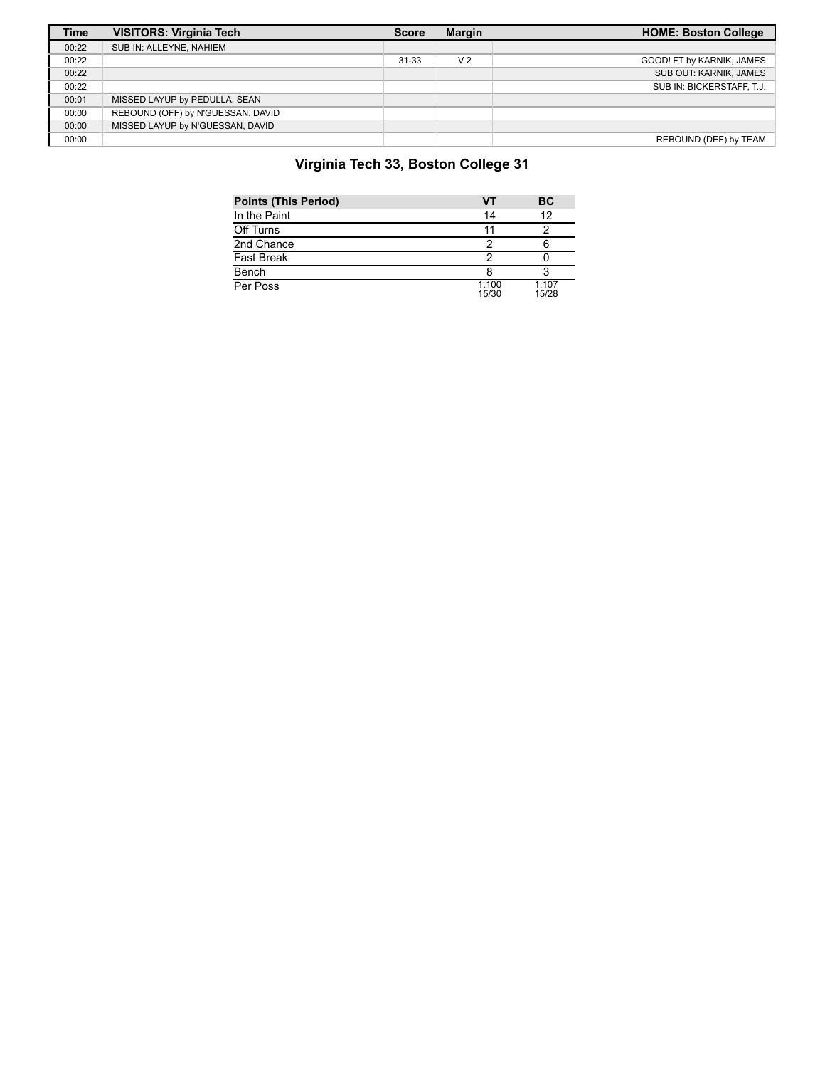| Time | VISITORS: Virginia Tech | Score | Margin | HOME: Boston College |
|---|---|---|---|---|
| 00:22 | SUB IN: ALLEYNE, NAHIEM | | | |
| 00:22 | | 31-33 | V 2 | GOOD! FT by KARNIK, JAMES |
| 00:22 | | | | SUB OUT: KARNIK, JAMES |
| 00:22 | | | | SUB IN: BICKERSTAFF, T.J. |
| 00:01 | MISSED LAYUP by PEDULLA, SEAN | | | |
| 00:00 | REBOUND (OFF) by N'GUESSAN, DAVID | | | |
| 00:00 | MISSED LAYUP by N'GUESSAN, DAVID | | | |
| 00:00 | | | | REBOUND (DEF) by TEAM |

## Virginia Tech 33, Boston College 31

| Points (This Period) | VT | BC |
|---|---|---|
| In the Paint | 14 | 12 |
| Off Turns | 11 | 2 |
| 2nd Chance | 2 | 6 |
| Fast Break | 2 | 0 |
| Bench | 8 | 3 |
| Per Poss | 1.100 15/30 | 1.107 15/28 |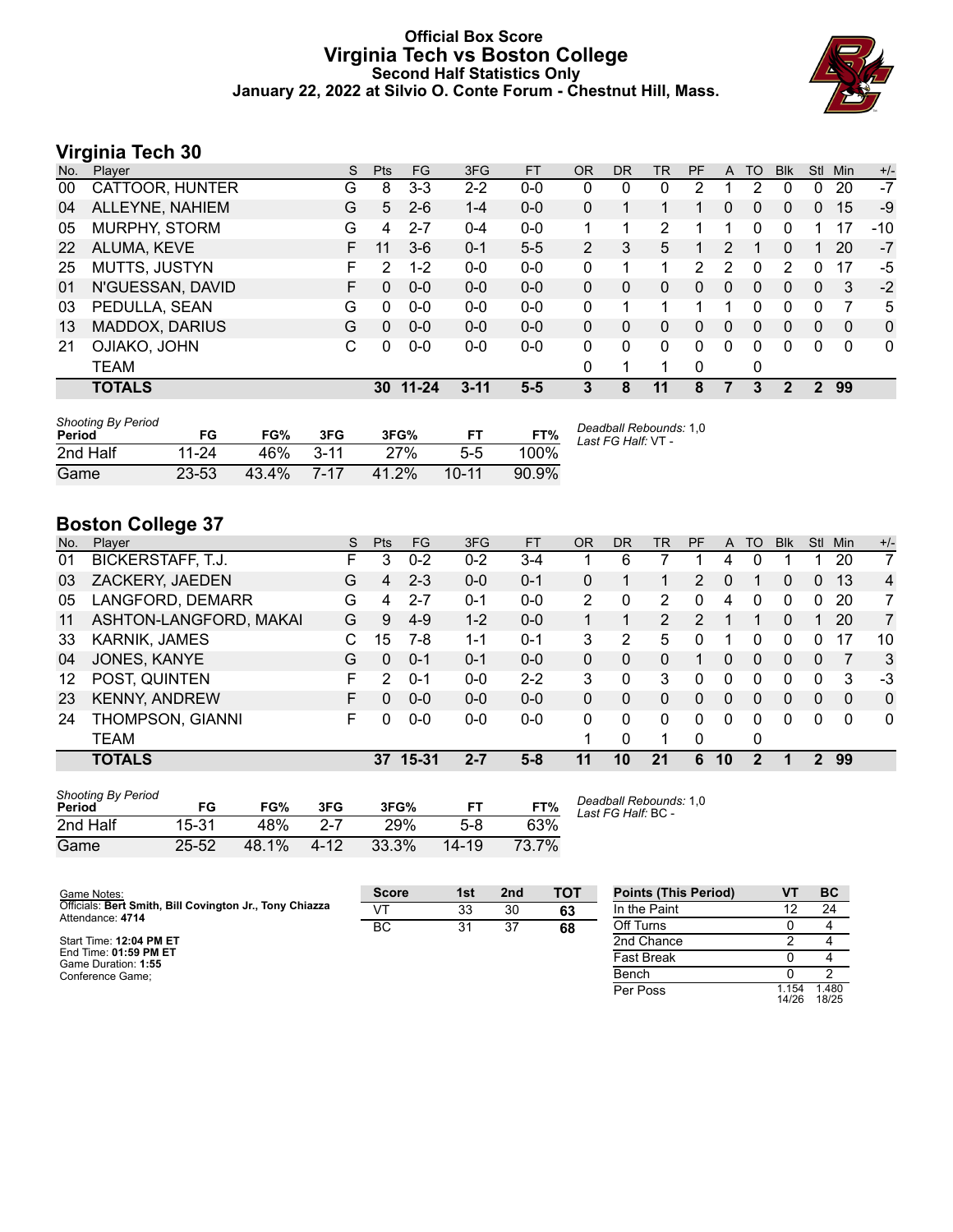# Official Box Score
## Virginia Tech vs Boston College
### Second Half Statistics Only
### January 22, 2022 at Silvio O. Conte Forum - Chestnut Hill, Mass.

## Virginia Tech 30

| No. | Player | S | Pts | FG | 3FG | FT | OR | DR | TR | PF | A | TO | Blk | Stl | Min | +/- |
|---|---|---|---|---|---|---|---|---|---|---|---|---|---|---|---|---|
| 00 | CATTOOR, HUNTER | G | 8 | 3-3 | 2-2 | 0-0 | 0 | 0 | 0 | 2 | 1 | 2 | 0 | 0 | 20 | -7 |
| 04 | ALLEYNE, NAHIEM | G | 5 | 2-6 | 1-4 | 0-0 | 0 | 1 | 1 | 1 | 0 | 0 | 0 | 0 | 15 | -9 |
| 05 | MURPHY, STORM | G | 4 | 2-7 | 0-4 | 0-0 | 1 | 1 | 2 | 1 | 1 | 0 | 0 | 1 | 17 | -10 |
| 22 | ALUMA, KEVE | F | 11 | 3-6 | 0-1 | 5-5 | 2 | 3 | 5 | 1 | 2 | 1 | 0 | 1 | 20 | -7 |
| 25 | MUTTS, JUSTYN | F | 2 | 1-2 | 0-0 | 0-0 | 0 | 1 | 1 | 2 | 2 | 0 | 2 | 0 | 17 | -5 |
| 01 | N'GUESSAN, DAVID | F | 0 | 0-0 | 0-0 | 0-0 | 0 | 0 | 0 | 0 | 0 | 0 | 0 | 0 | 3 | -2 |
| 03 | PEDULLA, SEAN | G | 0 | 0-0 | 0-0 | 0-0 | 0 | 1 | 1 | 1 | 1 | 0 | 0 | 0 | 7 | 5 |
| 13 | MADDOX, DARIUS | G | 0 | 0-0 | 0-0 | 0-0 | 0 | 0 | 0 | 0 | 0 | 0 | 0 | 0 | 0 | 0 |
| 21 | OJIAKO, JOHN | C | 0 | 0-0 | 0-0 | 0-0 | 0 | 0 | 0 | 0 | 0 | 0 | 0 | 0 | 0 | 0 |
| | TEAM | | | | | | 0 | 1 | 1 | 0 | | 0 | | | | |
| | **TOTALS** | | **30** | **11-24** | **3-11** | **5-5** | **3** | **8** | **11** | **8** | **7** | **3** | **2** | **2** | **99** | |

*Shooting By Period*

| Period | FG | FG% | 3FG | 3FG% | FT | FT% |
|---|---|---|---|---|---|---|
| 2nd Half | 11-24 | 46% | 3-11 | 27% | 5-5 | 100% |
| Game | 23-53 | 43.4% | 7-17 | 41.2% | 10-11 | 90.9% |

*Deadball Rebounds:* 1,0
*Last FG Half:* VT -

## Boston College 37

| No. | Player | S | Pts | FG | 3FG | FT | OR | DR | TR | PF | A | TO | Blk | Stl | Min | +/- |
|---|---|---|---|---|---|---|---|---|---|---|---|---|---|---|---|---|
| 01 | BICKERSTAFF, T.J. | F | 3 | 0-2 | 0-2 | 3-4 | 1 | 6 | 7 | 1 | 4 | 0 | 1 | 1 | 20 | 7 |
| 03 | ZACKERY, JAEDEN | G | 4 | 2-3 | 0-0 | 0-1 | 0 | 1 | 1 | 2 | 0 | 1 | 0 | 0 | 13 | 4 |
| 05 | LANGFORD, DEMARR | G | 4 | 2-7 | 0-1 | 0-0 | 2 | 0 | 2 | 0 | 4 | 0 | 0 | 0 | 20 | 7 |
| 11 | ASHTON-LANGFORD, MAKAI | G | 9 | 4-9 | 1-2 | 0-0 | 1 | 1 | 2 | 2 | 1 | 1 | 0 | 1 | 20 | 7 |
| 33 | KARNIK, JAMES | C | 15 | 7-8 | 1-1 | 0-1 | 3 | 2 | 5 | 0 | 1 | 0 | 0 | 0 | 17 | 10 |
| 04 | JONES, KANYE | G | 0 | 0-1 | 0-1 | 0-0 | 0 | 0 | 0 | 1 | 0 | 0 | 0 | 0 | 7 | 3 |
| 12 | POST, QUINTEN | F | 2 | 0-1 | 0-0 | 2-2 | 3 | 0 | 3 | 0 | 0 | 0 | 0 | 0 | 3 | -3 |
| 23 | KENNY, ANDREW | F | 0 | 0-0 | 0-0 | 0-0 | 0 | 0 | 0 | 0 | 0 | 0 | 0 | 0 | 0 | 0 |
| 24 | THOMPSON, GIANNI | F | 0 | 0-0 | 0-0 | 0-0 | 0 | 0 | 0 | 0 | 0 | 0 | 0 | 0 | 0 | 0 |
| | TEAM | | | | | | 1 | 0 | 1 | 0 | | 0 | | | | |
| | **TOTALS** | | **37** | **15-31** | **2-7** | **5-8** | **11** | **10** | **21** | **6** | **10** | **2** | **1** | **2** | **99** | |

*Shooting By Period*

| Period | FG | FG% | 3FG | 3FG% | FT | FT% |
|---|---|---|---|---|---|---|
| 2nd Half | 15-31 | 48% | 2-7 | 29% | 5-8 | 63% |
| Game | 25-52 | 48.1% | 4-12 | 33.3% | 14-19 | 73.7% |

*Deadball Rebounds:* 1,0
*Last FG Half:* BC -

Game Notes:
Officials: **Bert Smith, Bill Covington Jr., Tony Chiazza**
Attendance: **4714**

Start Time: **12:04 PM ET**
End Time: **01:59 PM ET**
Game Duration: **1:55**
Conference Game;

| Score | 1st | 2nd | TOT |
|---|---|---|---|
| VT | 33 | 30 | **63** |
| BC | 31 | 37 | **68** |

| Points (This Period) | VT | BC |
|---|---|---|
| In the Paint | 12 | 24 |
| Off Turns | 0 | 4 |
| 2nd Chance | 2 | 4 |
| Fast Break | 0 | 4 |
| Bench | 0 | 2 |
| Per Poss | 1.154 14/26 | 1.480 18/25 |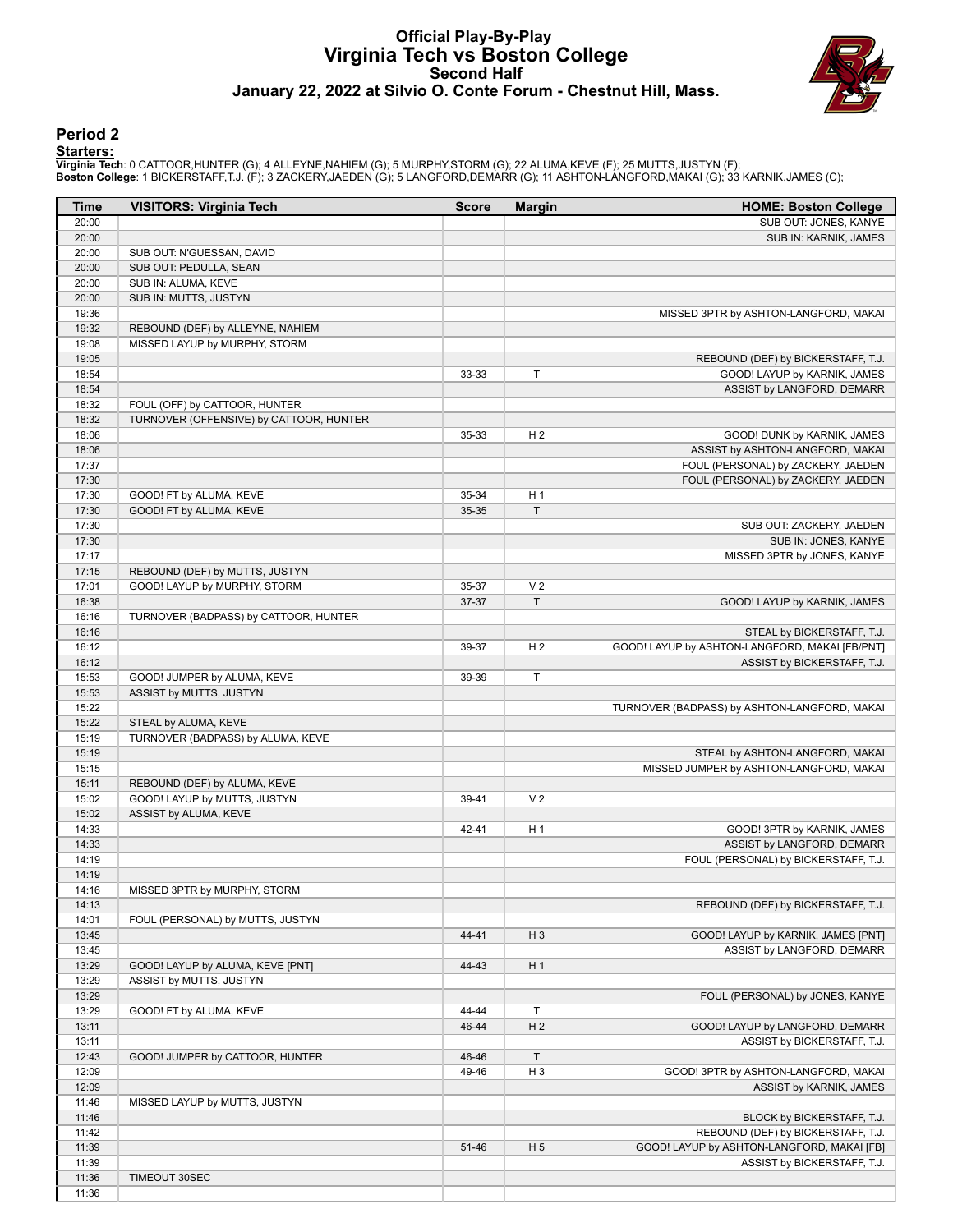# Official Play-By-Play
## Virginia Tech vs Boston College
### Second Half
### January 22, 2022 at Silvio O. Conte Forum - Chestnut Hill, Mass.

## Period 2

**Starters:**

**Virginia Tech**: 0 CATTOOR,HUNTER (G); 4 ALLEYNE,NAHIEM (G); 5 MURPHY,STORM (G); 22 ALUMA,KEVE (F); 25 MUTTS,JUSTYN (F);
**Boston College**: 1 BICKERSTAFF,T.J. (F); 3 ZACKERY,JAEDEN (G); 5 LANGFORD,DEMARR (G); 11 ASHTON-LANGFORD,MAKAI (G); 33 KARNIK,JAMES (C);

| Time | VISITORS: Virginia Tech | Score | Margin | HOME: Boston College |
|---|---|---|---|---|
| 20:00 | | | | SUB OUT: JONES, KANYE |
| 20:00 | | | | SUB IN: KARNIK, JAMES |
| 20:00 | SUB OUT: N'GUESSAN, DAVID | | | |
| 20:00 | SUB OUT: PEDULLA, SEAN | | | |
| 20:00 | SUB IN: ALUMA, KEVE | | | |
| 20:00 | SUB IN: MUTTS, JUSTYN | | | |
| 19:36 | | | | MISSED 3PTR by ASHTON-LANGFORD, MAKAI |
| 19:32 | REBOUND (DEF) by ALLEYNE, NAHIEM | | | |
| 19:08 | MISSED LAYUP by MURPHY, STORM | | | |
| 19:05 | | | | REBOUND (DEF) by BICKERSTAFF, T.J. |
| 18:54 | | 33-33 | T | GOOD! LAYUP by KARNIK, JAMES |
| 18:54 | | | | ASSIST by LANGFORD, DEMARR |
| 18:32 | FOUL (OFF) by CATTOOR, HUNTER | | | |
| 18:32 | TURNOVER (OFFENSIVE) by CATTOOR, HUNTER | | | |
| 18:06 | | 35-33 | H 2 | GOOD! DUNK by KARNIK, JAMES |
| 18:06 | | | | ASSIST by ASHTON-LANGFORD, MAKAI |
| 17:37 | | | | FOUL (PERSONAL) by ZACKERY, JAEDEN |
| 17:30 | | | | FOUL (PERSONAL) by ZACKERY, JAEDEN |
| 17:30 | GOOD! FT by ALUMA, KEVE | 35-34 | H 1 | |
| 17:30 | GOOD! FT by ALUMA, KEVE | 35-35 | T | |
| 17:30 | | | | SUB OUT: ZACKERY, JAEDEN |
| 17:30 | | | | SUB IN: JONES, KANYE |
| 17:17 | | | | MISSED 3PTR by JONES, KANYE |
| 17:15 | REBOUND (DEF) by MUTTS, JUSTYN | | | |
| 17:01 | GOOD! LAYUP by MURPHY, STORM | 35-37 | V 2 | |
| 16:38 | | 37-37 | T | GOOD! LAYUP by KARNIK, JAMES |
| 16:16 | TURNOVER (BADPASS) by CATTOOR, HUNTER | | | |
| 16:16 | | | | STEAL by BICKERSTAFF, T.J. |
| 16:12 | | 39-37 | H 2 | GOOD! LAYUP by ASHTON-LANGFORD, MAKAI [FB/PNT] |
| 16:12 | | | | ASSIST by BICKERSTAFF, T.J. |
| 15:53 | GOOD! JUMPER by ALUMA, KEVE | 39-39 | T | |
| 15:53 | ASSIST by MUTTS, JUSTYN | | | |
| 15:22 | | | | TURNOVER (BADPASS) by ASHTON-LANGFORD, MAKAI |
| 15:22 | STEAL by ALUMA, KEVE | | | |
| 15:19 | TURNOVER (BADPASS) by ALUMA, KEVE | | | |
| 15:19 | | | | STEAL by ASHTON-LANGFORD, MAKAI |
| 15:15 | | | | MISSED JUMPER by ASHTON-LANGFORD, MAKAI |
| 15:11 | REBOUND (DEF) by ALUMA, KEVE | | | |
| 15:02 | GOOD! LAYUP by MUTTS, JUSTYN | 39-41 | V 2 | |
| 15:02 | ASSIST by ALUMA, KEVE | | | |
| 14:33 | | 42-41 | H 1 | GOOD! 3PTR by KARNIK, JAMES |
| 14:33 | | | | ASSIST by LANGFORD, DEMARR |
| 14:19 | | | | FOUL (PERSONAL) by BICKERSTAFF, T.J. |
| 14:19 | | | | |
| 14:16 | MISSED 3PTR by MURPHY, STORM | | | |
| 14:13 | | | | REBOUND (DEF) by BICKERSTAFF, T.J. |
| 14:01 | FOUL (PERSONAL) by MUTTS, JUSTYN | | | |
| 13:45 | | 44-41 | H 3 | GOOD! LAYUP by KARNIK, JAMES [PNT] |
| 13:45 | | | | ASSIST by LANGFORD, DEMARR |
| 13:29 | GOOD! LAYUP by ALUMA, KEVE [PNT] | 44-43 | H 1 | |
| 13:29 | ASSIST by MUTTS, JUSTYN | | | |
| 13:29 | | | | FOUL (PERSONAL) by JONES, KANYE |
| 13:29 | GOOD! FT by ALUMA, KEVE | 44-44 | T | |
| 13:11 | | 46-44 | H 2 | GOOD! LAYUP by LANGFORD, DEMARR |
| 13:11 | | | | ASSIST by BICKERSTAFF, T.J. |
| 12:43 | GOOD! JUMPER by CATTOOR, HUNTER | 46-46 | T | |
| 12:09 | | 49-46 | H 3 | GOOD! 3PTR by ASHTON-LANGFORD, MAKAI |
| 12:09 | | | | ASSIST by KARNIK, JAMES |
| 11:46 | MISSED LAYUP by MUTTS, JUSTYN | | | |
| 11:46 | | | | BLOCK by BICKERSTAFF, T.J. |
| 11:42 | | | | REBOUND (DEF) by BICKERSTAFF, T.J. |
| 11:39 | | 51-46 | H 5 | GOOD! LAYUP by ASHTON-LANGFORD, MAKAI [FB] |
| 11:39 | | | | ASSIST by BICKERSTAFF, T.J. |
| 11:36 | TIMEOUT 30SEC | | | |
| 11:36 | | | | |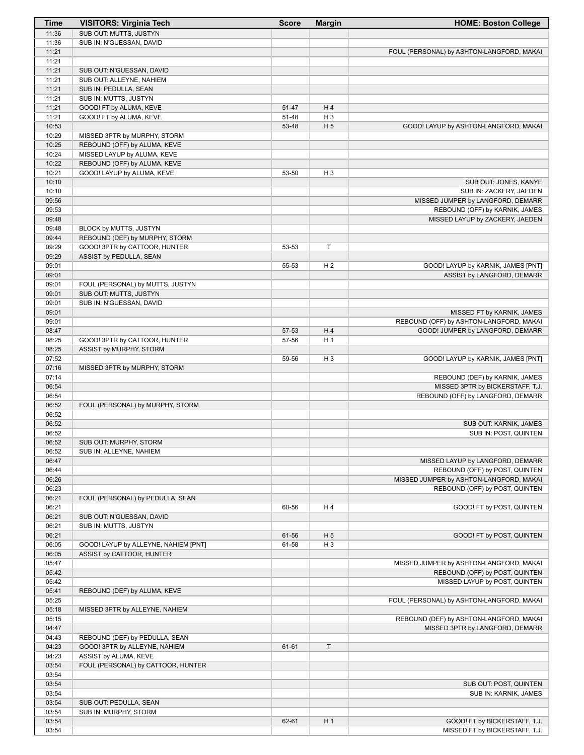| Time | VISITORS: Virginia Tech | Score | Margin | HOME: Boston College |
|---|---|---|---|---|
| 11:36 | SUB OUT: MUTTS, JUSTYN | | | |
| 11:36 | SUB IN: N'GUESSAN, DAVID | | | |
| 11:21 | | | | FOUL (PERSONAL) by ASHTON-LANGFORD, MAKAI |
| 11:21 | | | | |
| 11:21 | SUB OUT: N'GUESSAN, DAVID | | | |
| 11:21 | SUB OUT: ALLEYNE, NAHIEM | | | |
| 11:21 | SUB IN: PEDULLA, SEAN | | | |
| 11:21 | SUB IN: MUTTS, JUSTYN | | | |
| 11:21 | GOOD! FT by ALUMA, KEVE | 51-47 | H 4 | |
| 11:21 | GOOD! FT by ALUMA, KEVE | 51-48 | H 3 | |
| 10:53 | | 53-48 | H 5 | GOOD! LAYUP by ASHTON-LANGFORD, MAKAI |
| 10:29 | MISSED 3PTR by MURPHY, STORM | | | |
| 10:25 | REBOUND (OFF) by ALUMA, KEVE | | | |
| 10:24 | MISSED LAYUP by ALUMA, KEVE | | | |
| 10:22 | REBOUND (OFF) by ALUMA, KEVE | | | |
| 10:21 | GOOD! LAYUP by ALUMA, KEVE | 53-50 | H 3 | |
| 10:10 | | | | SUB OUT: JONES, KANYE |
| 10:10 | | | | SUB IN: ZACKERY, JAEDEN |
| 09:56 | | | | MISSED JUMPER by LANGFORD, DEMARR |
| 09:53 | | | | REBOUND (OFF) by KARNIK, JAMES |
| 09:48 | | | | MISSED LAYUP by ZACKERY, JAEDEN |
| 09:48 | BLOCK by MUTTS, JUSTYN | | | |
| 09:44 | REBOUND (DEF) by MURPHY, STORM | | | |
| 09:29 | GOOD! 3PTR by CATTOOR, HUNTER | 53-53 | T | |
| 09:29 | ASSIST by PEDULLA, SEAN | | | |
| 09:01 | | 55-53 | H 2 | GOOD! LAYUP by KARNIK, JAMES [PNT] |
| 09:01 | | | | ASSIST by LANGFORD, DEMARR |
| 09:01 | FOUL (PERSONAL) by MUTTS, JUSTYN | | | |
| 09:01 | SUB OUT: MUTTS, JUSTYN | | | |
| 09:01 | SUB IN: N'GUESSAN, DAVID | | | |
| 09:01 | | | | MISSED FT by KARNIK, JAMES |
| 09:01 | | | | REBOUND (OFF) by ASHTON-LANGFORD, MAKAI |
| 08:47 | | 57-53 | H 4 | GOOD! JUMPER by LANGFORD, DEMARR |
| 08:25 | GOOD! 3PTR by CATTOOR, HUNTER | 57-56 | H 1 | |
| 08:25 | ASSIST by MURPHY, STORM | | | |
| 07:52 | | 59-56 | H 3 | GOOD! LAYUP by KARNIK, JAMES [PNT] |
| 07:16 | MISSED 3PTR by MURPHY, STORM | | | |
| 07:14 | | | | REBOUND (DEF) by KARNIK, JAMES |
| 06:54 | | | | MISSED 3PTR by BICKERSTAFF, T.J. |
| 06:54 | | | | REBOUND (OFF) by LANGFORD, DEMARR |
| 06:52 | FOUL (PERSONAL) by MURPHY, STORM | | | |
| 06:52 | | | | |
| 06:52 | | | | SUB OUT: KARNIK, JAMES |
| 06:52 | | | | SUB IN: POST, QUINTEN |
| 06:52 | SUB OUT: MURPHY, STORM | | | |
| 06:52 | SUB IN: ALLEYNE, NAHIEM | | | |
| 06:47 | | | | MISSED LAYUP by LANGFORD, DEMARR |
| 06:44 | | | | REBOUND (OFF) by POST, QUINTEN |
| 06:26 | | | | MISSED JUMPER by ASHTON-LANGFORD, MAKAI |
| 06:23 | | | | REBOUND (OFF) by POST, QUINTEN |
| 06:21 | FOUL (PERSONAL) by PEDULLA, SEAN | | | |
| 06:21 | | 60-56 | H 4 | GOOD! FT by POST, QUINTEN |
| 06:21 | SUB OUT: N'GUESSAN, DAVID | | | |
| 06:21 | SUB IN: MUTTS, JUSTYN | | | |
| 06:21 | | 61-56 | H 5 | GOOD! FT by POST, QUINTEN |
| 06:05 | GOOD! LAYUP by ALLEYNE, NAHIEM [PNT] | 61-58 | H 3 | |
| 06:05 | ASSIST by CATTOOR, HUNTER | | | |
| 05:47 | | | | MISSED JUMPER by ASHTON-LANGFORD, MAKAI |
| 05:42 | | | | REBOUND (OFF) by POST, QUINTEN |
| 05:42 | | | | MISSED LAYUP by POST, QUINTEN |
| 05:41 | REBOUND (DEF) by ALUMA, KEVE | | | |
| 05:25 | | | | FOUL (PERSONAL) by ASHTON-LANGFORD, MAKAI |
| 05:18 | MISSED 3PTR by ALLEYNE, NAHIEM | | | |
| 05:15 | | | | REBOUND (DEF) by ASHTON-LANGFORD, MAKAI |
| 04:47 | | | | MISSED 3PTR by LANGFORD, DEMARR |
| 04:43 | REBOUND (DEF) by PEDULLA, SEAN | | | |
| 04:23 | GOOD! 3PTR by ALLEYNE, NAHIEM | 61-61 | T | |
| 04:23 | ASSIST by ALUMA, KEVE | | | |
| 03:54 | FOUL (PERSONAL) by CATTOOR, HUNTER | | | |
| 03:54 | | | | |
| 03:54 | | | | SUB OUT: POST, QUINTEN |
| 03:54 | | | | SUB IN: KARNIK, JAMES |
| 03:54 | SUB OUT: PEDULLA, SEAN | | | |
| 03:54 | SUB IN: MURPHY, STORM | | | |
| 03:54 | | 62-61 | H 1 | GOOD! FT by BICKERSTAFF, T.J. |
| 03:54 | | | | MISSED FT by BICKERSTAFF, T.J. |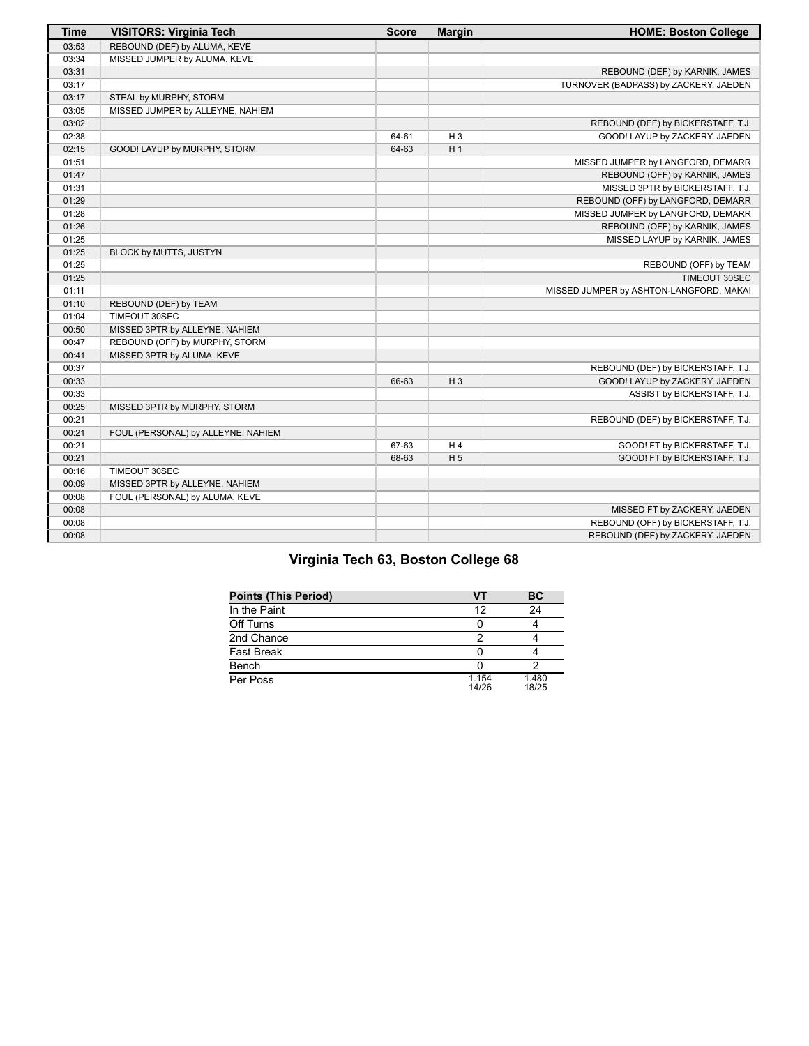| Time | VISITORS: Virginia Tech | Score | Margin | HOME: Boston College |
| --- | --- | --- | --- | --- |
| 03:53 | REBOUND (DEF) by ALUMA, KEVE | | | |
| 03:34 | MISSED JUMPER by ALUMA, KEVE | | | |
| 03:31 | | | | REBOUND (DEF) by KARNIK, JAMES |
| 03:17 | | | | TURNOVER (BADPASS) by ZACKERY, JAEDEN |
| 03:17 | STEAL by MURPHY, STORM | | | |
| 03:05 | MISSED JUMPER by ALLEYNE, NAHIEM | | | |
| 03:02 | | | | REBOUND (DEF) by BICKERSTAFF, T.J. |
| 02:38 | | 64-61 | H 3 | GOOD! LAYUP by ZACKERY, JAEDEN |
| 02:15 | GOOD! LAYUP by MURPHY, STORM | 64-63 | H 1 | |
| 01:51 | | | | MISSED JUMPER by LANGFORD, DEMARR |
| 01:47 | | | | REBOUND (OFF) by KARNIK, JAMES |
| 01:31 | | | | MISSED 3PTR by BICKERSTAFF, T.J. |
| 01:29 | | | | REBOUND (OFF) by LANGFORD, DEMARR |
| 01:28 | | | | MISSED JUMPER by LANGFORD, DEMARR |
| 01:26 | | | | REBOUND (OFF) by KARNIK, JAMES |
| 01:25 | | | | MISSED LAYUP by KARNIK, JAMES |
| 01:25 | BLOCK by MUTTS, JUSTYN | | | |
| 01:25 | | | | REBOUND (OFF) by TEAM |
| 01:25 | | | | TIMEOUT 30SEC |
| 01:11 | | | | MISSED JUMPER by ASHTON-LANGFORD, MAKAI |
| 01:10 | REBOUND (DEF) by TEAM | | | |
| 01:04 | TIMEOUT 30SEC | | | |
| 00:50 | MISSED 3PTR by ALLEYNE, NAHIEM | | | |
| 00:47 | REBOUND (OFF) by MURPHY, STORM | | | |
| 00:41 | MISSED 3PTR by ALUMA, KEVE | | | |
| 00:37 | | | | REBOUND (DEF) by BICKERSTAFF, T.J. |
| 00:33 | | 66-63 | H 3 | GOOD! LAYUP by ZACKERY, JAEDEN |
| 00:33 | | | | ASSIST by BICKERSTAFF, T.J. |
| 00:25 | MISSED 3PTR by MURPHY, STORM | | | |
| 00:21 | | | | REBOUND (DEF) by BICKERSTAFF, T.J. |
| 00:21 | FOUL (PERSONAL) by ALLEYNE, NAHIEM | | | |
| 00:21 | | 67-63 | H 4 | GOOD! FT by BICKERSTAFF, T.J. |
| 00:21 | | 68-63 | H 5 | GOOD! FT by BICKERSTAFF, T.J. |
| 00:16 | TIMEOUT 30SEC | | | |
| 00:09 | MISSED 3PTR by ALLEYNE, NAHIEM | | | |
| 00:08 | FOUL (PERSONAL) by ALUMA, KEVE | | | |
| 00:08 | | | | MISSED FT by ZACKERY, JAEDEN |
| 00:08 | | | | REBOUND (OFF) by BICKERSTAFF, T.J. |
| 00:08 | | | | REBOUND (DEF) by ZACKERY, JAEDEN |

## Virginia Tech 63, Boston College 68

| Points (This Period) | VT | BC |
| --- | --- | --- |
| In the Paint | 12 | 24 |
| Off Turns | 0 | 4 |
| 2nd Chance | 2 | 4 |
| Fast Break | 0 | 4 |
| Bench | 0 | 2 |
| Per Poss | 1.154 14/26 | 1.480 18/25 |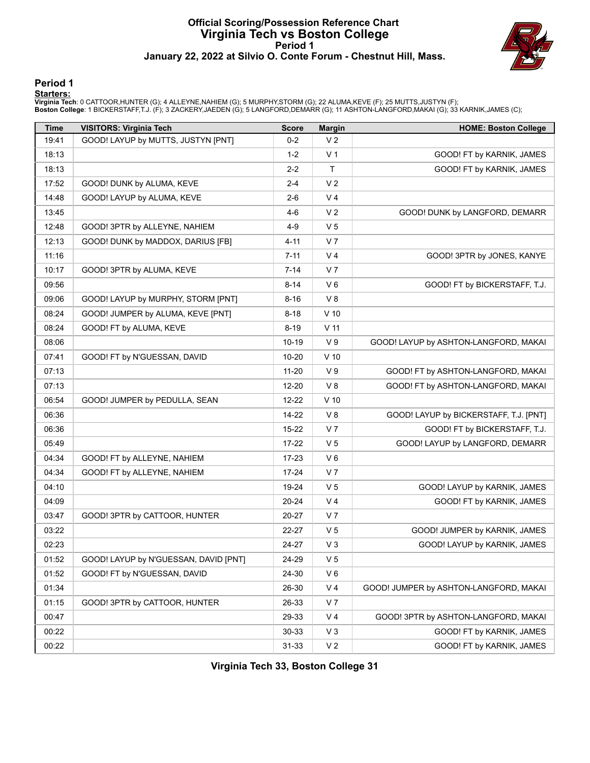# Official Scoring/Possession Reference Chart
# Virginia Tech vs Boston College
## Period 1
## January 22, 2022 at Silvio O. Conte Forum - Chestnut Hill, Mass.

## Period 1

**Starters:**

**Virginia Tech**: 0 CATTOOR,HUNTER (G); 4 ALLEYNE,NAHIEM (G); 5 MURPHY,STORM (G); 22 ALUMA,KEVE (F); 25 MUTTS,JUSTYN (F);
**Boston College**: 1 BICKERSTAFF,T.J. (F); 3 ZACKERY,JAEDEN (G); 5 LANGFORD,DEMARR (G); 11 ASHTON-LANGFORD,MAKAI (G); 33 KARNIK,JAMES (C);

| Time | VISITORS: Virginia Tech | Score | Margin | HOME: Boston College |
|---|---|---|---|---|
| 19:41 | GOOD! LAYUP by MUTTS, JUSTYN [PNT] | 0-2 | V 2 | |
| 18:13 | | 1-2 | V 1 | GOOD! FT by KARNIK, JAMES |
| 18:13 | | 2-2 | T | GOOD! FT by KARNIK, JAMES |
| 17:52 | GOOD! DUNK by ALUMA, KEVE | 2-4 | V 2 | |
| 14:48 | GOOD! LAYUP by ALUMA, KEVE | 2-6 | V 4 | |
| 13:45 | | 4-6 | V 2 | GOOD! DUNK by LANGFORD, DEMARR |
| 12:48 | GOOD! 3PTR by ALLEYNE, NAHIEM | 4-9 | V 5 | |
| 12:13 | GOOD! DUNK by MADDOX, DARIUS [FB] | 4-11 | V 7 | |
| 11:16 | | 7-11 | V 4 | GOOD! 3PTR by JONES, KANYE |
| 10:17 | GOOD! 3PTR by ALUMA, KEVE | 7-14 | V 7 | |
| 09:56 | | 8-14 | V 6 | GOOD! FT by BICKERSTAFF, T.J. |
| 09:06 | GOOD! LAYUP by MURPHY, STORM [PNT] | 8-16 | V 8 | |
| 08:24 | GOOD! JUMPER by ALUMA, KEVE [PNT] | 8-18 | V 10 | |
| 08:24 | GOOD! FT by ALUMA, KEVE | 8-19 | V 11 | |
| 08:06 | | 10-19 | V 9 | GOOD! LAYUP by ASHTON-LANGFORD, MAKAI |
| 07:41 | GOOD! FT by N'GUESSAN, DAVID | 10-20 | V 10 | |
| 07:13 | | 11-20 | V 9 | GOOD! FT by ASHTON-LANGFORD, MAKAI |
| 07:13 | | 12-20 | V 8 | GOOD! FT by ASHTON-LANGFORD, MAKAI |
| 06:54 | GOOD! JUMPER by PEDULLA, SEAN | 12-22 | V 10 | |
| 06:36 | | 14-22 | V 8 | GOOD! LAYUP by BICKERSTAFF, T.J. [PNT] |
| 06:36 | | 15-22 | V 7 | GOOD! FT by BICKERSTAFF, T.J. |
| 05:49 | | 17-22 | V 5 | GOOD! LAYUP by LANGFORD, DEMARR |
| 04:34 | GOOD! FT by ALLEYNE, NAHIEM | 17-23 | V 6 | |
| 04:34 | GOOD! FT by ALLEYNE, NAHIEM | 17-24 | V 7 | |
| 04:10 | | 19-24 | V 5 | GOOD! LAYUP by KARNIK, JAMES |
| 04:09 | | 20-24 | V 4 | GOOD! FT by KARNIK, JAMES |
| 03:47 | GOOD! 3PTR by CATTOOR, HUNTER | 20-27 | V 7 | |
| 03:22 | | 22-27 | V 5 | GOOD! JUMPER by KARNIK, JAMES |
| 02:23 | | 24-27 | V 3 | GOOD! LAYUP by KARNIK, JAMES |
| 01:52 | GOOD! LAYUP by N'GUESSAN, DAVID [PNT] | 24-29 | V 5 | |
| 01:52 | GOOD! FT by N'GUESSAN, DAVID | 24-30 | V 6 | |
| 01:34 | | 26-30 | V 4 | GOOD! JUMPER by ASHTON-LANGFORD, MAKAI |
| 01:15 | GOOD! 3PTR by CATTOOR, HUNTER | 26-33 | V 7 | |
| 00:47 | | 29-33 | V 4 | GOOD! 3PTR by ASHTON-LANGFORD, MAKAI |
| 00:22 | | 30-33 | V 3 | GOOD! FT by KARNIK, JAMES |
| 00:22 | | 31-33 | V 2 | GOOD! FT by KARNIK, JAMES |

**Virginia Tech 33, Boston College 31**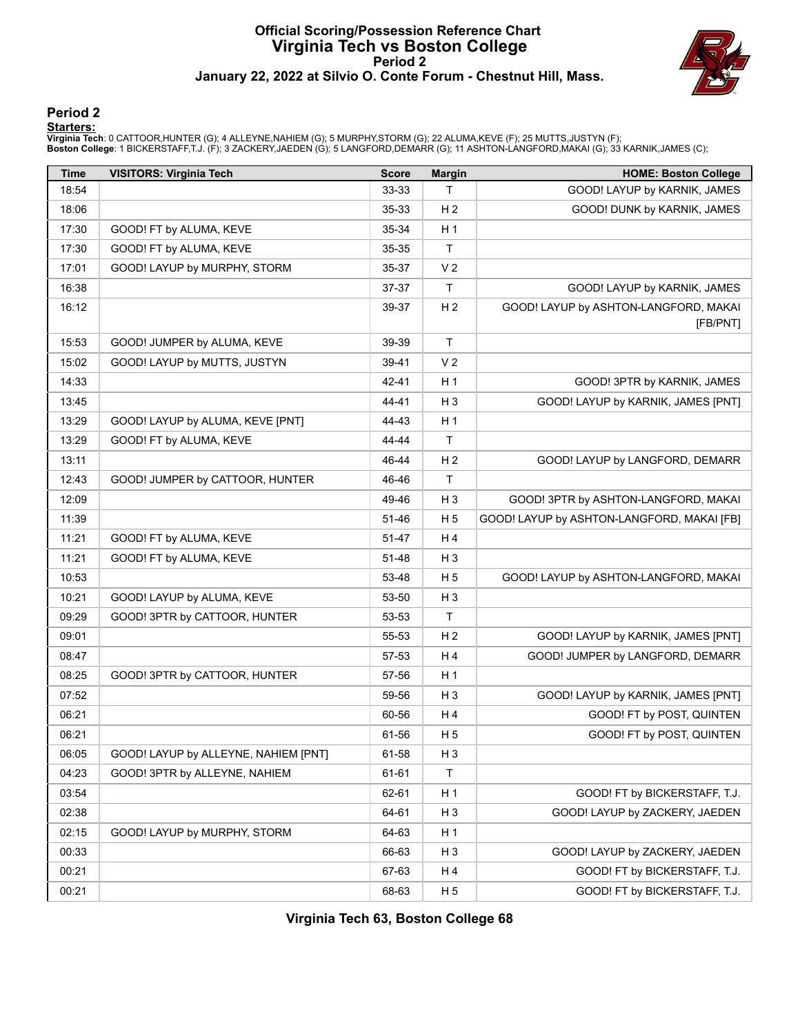# Official Scoring/Possession Reference Chart
# Virginia Tech vs Boston College
## Period 2
### January 22, 2022 at Silvio O. Conte Forum - Chestnut Hill, Mass.

## Period 2

**Starters:**

**Virginia Tech**: 0 CATTOOR,HUNTER (G); 4 ALLEYNE,NAHIEM (G); 5 MURPHY,STORM (G); 22 ALUMA,KEVE (F); 25 MUTTS,JUSTYN (F);
**Boston College**: 1 BICKERSTAFF,T.J. (F); 3 ZACKERY,JAEDEN (G); 5 LANGFORD,DEMARR (G); 11 ASHTON-LANGFORD,MAKAI (G); 33 KARNIK,JAMES (C);

| Time | VISITORS: Virginia Tech | Score | Margin | HOME: Boston College |
|---|---|---|---|---|
| 18:54 | | 33-33 | T | GOOD! LAYUP by KARNIK, JAMES |
| 18:06 | | 35-33 | H 2 | GOOD! DUNK by KARNIK, JAMES |
| 17:30 | GOOD! FT by ALUMA, KEVE | 35-34 | H 1 | |
| 17:30 | GOOD! FT by ALUMA, KEVE | 35-35 | T | |
| 17:01 | GOOD! LAYUP by MURPHY, STORM | 35-37 | V 2 | |
| 16:38 | | 37-37 | T | GOOD! LAYUP by KARNIK, JAMES |
| 16:12 | | 39-37 | H 2 | GOOD! LAYUP by ASHTON-LANGFORD, MAKAI [FB/PNT] |
| 15:53 | GOOD! JUMPER by ALUMA, KEVE | 39-39 | T | |
| 15:02 | GOOD! LAYUP by MUTTS, JUSTYN | 39-41 | V 2 | |
| 14:33 | | 42-41 | H 1 | GOOD! 3PTR by KARNIK, JAMES |
| 13:45 | | 44-41 | H 3 | GOOD! LAYUP by KARNIK, JAMES [PNT] |
| 13:29 | GOOD! LAYUP by ALUMA, KEVE [PNT] | 44-43 | H 1 | |
| 13:29 | GOOD! FT by ALUMA, KEVE | 44-44 | T | |
| 13:11 | | 46-44 | H 2 | GOOD! LAYUP by LANGFORD, DEMARR |
| 12:43 | GOOD! JUMPER by CATTOOR, HUNTER | 46-46 | T | |
| 12:09 | | 49-46 | H 3 | GOOD! 3PTR by ASHTON-LANGFORD, MAKAI |
| 11:39 | | 51-46 | H 5 | GOOD! LAYUP by ASHTON-LANGFORD, MAKAI [FB] |
| 11:21 | GOOD! FT by ALUMA, KEVE | 51-47 | H 4 | |
| 11:21 | GOOD! FT by ALUMA, KEVE | 51-48 | H 3 | |
| 10:53 | | 53-48 | H 5 | GOOD! LAYUP by ASHTON-LANGFORD, MAKAI |
| 10:21 | GOOD! LAYUP by ALUMA, KEVE | 53-50 | H 3 | |
| 09:29 | GOOD! 3PTR by CATTOOR, HUNTER | 53-53 | T | |
| 09:01 | | 55-53 | H 2 | GOOD! LAYUP by KARNIK, JAMES [PNT] |
| 08:47 | | 57-53 | H 4 | GOOD! JUMPER by LANGFORD, DEMARR |
| 08:25 | GOOD! 3PTR by CATTOOR, HUNTER | 57-56 | H 1 | |
| 07:52 | | 59-56 | H 3 | GOOD! LAYUP by KARNIK, JAMES [PNT] |
| 06:21 | | 60-56 | H 4 | GOOD! FT by POST, QUINTEN |
| 06:21 | | 61-56 | H 5 | GOOD! FT by POST, QUINTEN |
| 06:05 | GOOD! LAYUP by ALLEYNE, NAHIEM [PNT] | 61-58 | H 3 | |
| 04:23 | GOOD! 3PTR by ALLEYNE, NAHIEM | 61-61 | T | |
| 03:54 | | 62-61 | H 1 | GOOD! FT by BICKERSTAFF, T.J. |
| 02:38 | | 64-61 | H 3 | GOOD! LAYUP by ZACKERY, JAEDEN |
| 02:15 | GOOD! LAYUP by MURPHY, STORM | 64-63 | H 1 | |
| 00:33 | | 66-63 | H 3 | GOOD! LAYUP by ZACKERY, JAEDEN |
| 00:21 | | 67-63 | H 4 | GOOD! FT by BICKERSTAFF, T.J. |
| 00:21 | | 68-63 | H 5 | GOOD! FT by BICKERSTAFF, T.J. |

**Virginia Tech 63, Boston College 68**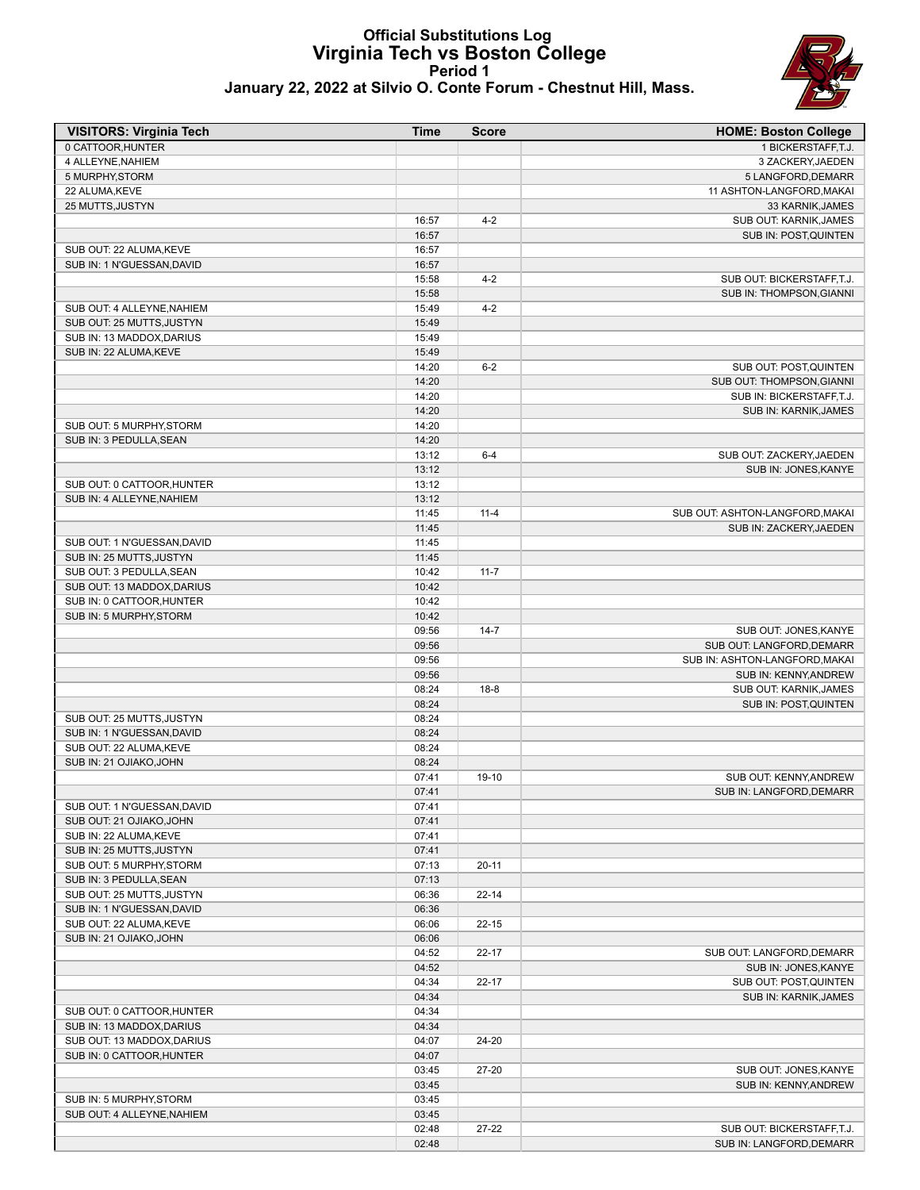# Official Substitutions Log
## Virginia Tech vs Boston College
### Period 1
### January 22, 2022 at Silvio O. Conte Forum - Chestnut Hill, Mass.

| VISITORS: Virginia Tech | Time | Score | HOME: Boston College |
|---|---|---|---|
| 0 CATTOOR,HUNTER | | | 1 BICKERSTAFF,T.J. |
| 4 ALLEYNE,NAHIEM | | | 3 ZACKERY,JAEDEN |
| 5 MURPHY,STORM | | | 5 LANGFORD,DEMARR |
| 22 ALUMA,KEVE | | | 11 ASHTON-LANGFORD,MAKAI |
| 25 MUTTS,JUSTYN | | | 33 KARNIK,JAMES |
| | 16:57 | 4-2 | SUB OUT: KARNIK,JAMES |
| | 16:57 | | SUB IN: POST,QUINTEN |
| SUB OUT: 22 ALUMA,KEVE | 16:57 | | |
| SUB IN: 1 N'GUESSAN,DAVID | 16:57 | | |
| | 15:58 | 4-2 | SUB OUT: BICKERSTAFF,T.J. |
| | 15:58 | | SUB IN: THOMPSON,GIANNI |
| SUB OUT: 4 ALLEYNE,NAHIEM | 15:49 | 4-2 | |
| SUB OUT: 25 MUTTS,JUSTYN | 15:49 | | |
| SUB IN: 13 MADDOX,DARIUS | 15:49 | | |
| SUB IN: 22 ALUMA,KEVE | 15:49 | | |
| | 14:20 | 6-2 | SUB OUT: POST,QUINTEN |
| | 14:20 | | SUB OUT: THOMPSON,GIANNI |
| | 14:20 | | SUB IN: BICKERSTAFF,T.J. |
| | 14:20 | | SUB IN: KARNIK,JAMES |
| SUB OUT: 5 MURPHY,STORM | 14:20 | | |
| SUB IN: 3 PEDULLA,SEAN | 14:20 | | |
| | 13:12 | 6-4 | SUB OUT: ZACKERY,JAEDEN |
| | 13:12 | | SUB IN: JONES,KANYE |
| SUB OUT: 0 CATTOOR,HUNTER | 13:12 | | |
| SUB IN: 4 ALLEYNE,NAHIEM | 13:12 | | |
| | 11:45 | 11-4 | SUB OUT: ASHTON-LANGFORD,MAKAI |
| | 11:45 | | SUB IN: ZACKERY,JAEDEN |
| SUB OUT: 1 N'GUESSAN,DAVID | 11:45 | | |
| SUB IN: 25 MUTTS,JUSTYN | 11:45 | | |
| SUB OUT: 3 PEDULLA,SEAN | 10:42 | 11-7 | |
| SUB OUT: 13 MADDOX,DARIUS | 10:42 | | |
| SUB IN: 0 CATTOOR,HUNTER | 10:42 | | |
| SUB IN: 5 MURPHY,STORM | 10:42 | | |
| | 09:56 | 14-7 | SUB OUT: JONES,KANYE |
| | 09:56 | | SUB OUT: LANGFORD,DEMARR |
| | 09:56 | | SUB IN: ASHTON-LANGFORD,MAKAI |
| | 09:56 | | SUB IN: KENNY,ANDREW |
| | 08:24 | 18-8 | SUB OUT: KARNIK,JAMES |
| | 08:24 | | SUB IN: POST,QUINTEN |
| SUB OUT: 25 MUTTS,JUSTYN | 08:24 | | |
| SUB IN: 1 N'GUESSAN,DAVID | 08:24 | | |
| SUB OUT: 22 ALUMA,KEVE | 08:24 | | |
| SUB IN: 21 OJIAKO,JOHN | 08:24 | | |
| | 07:41 | 19-10 | SUB OUT: KENNY,ANDREW |
| | 07:41 | | SUB IN: LANGFORD,DEMARR |
| SUB OUT: 1 N'GUESSAN,DAVID | 07:41 | | |
| SUB OUT: 21 OJIAKO,JOHN | 07:41 | | |
| SUB IN: 22 ALUMA,KEVE | 07:41 | | |
| SUB IN: 25 MUTTS,JUSTYN | 07:41 | | |
| SUB OUT: 5 MURPHY,STORM | 07:13 | 20-11 | |
| SUB IN: 3 PEDULLA,SEAN | 07:13 | | |
| SUB OUT: 25 MUTTS,JUSTYN | 06:36 | 22-14 | |
| SUB IN: 1 N'GUESSAN,DAVID | 06:36 | | |
| SUB OUT: 22 ALUMA,KEVE | 06:06 | 22-15 | |
| SUB IN: 21 OJIAKO,JOHN | 06:06 | | |
| | 04:52 | 22-17 | SUB OUT: LANGFORD,DEMARR |
| | 04:52 | | SUB IN: JONES,KANYE |
| | 04:34 | 22-17 | SUB OUT: POST,QUINTEN |
| | 04:34 | | SUB IN: KARNIK,JAMES |
| SUB OUT: 0 CATTOOR,HUNTER | 04:34 | | |
| SUB IN: 13 MADDOX,DARIUS | 04:34 | | |
| SUB OUT: 13 MADDOX,DARIUS | 04:07 | 24-20 | |
| SUB IN: 0 CATTOOR,HUNTER | 04:07 | | |
| | 03:45 | 27-20 | SUB OUT: JONES,KANYE |
| | 03:45 | | SUB IN: KENNY,ANDREW |
| SUB IN: 5 MURPHY,STORM | 03:45 | | |
| SUB OUT: 4 ALLEYNE,NAHIEM | 03:45 | | |
| | 02:48 | 27-22 | SUB OUT: BICKERSTAFF,T.J. |
| | 02:48 | | SUB IN: LANGFORD,DEMARR |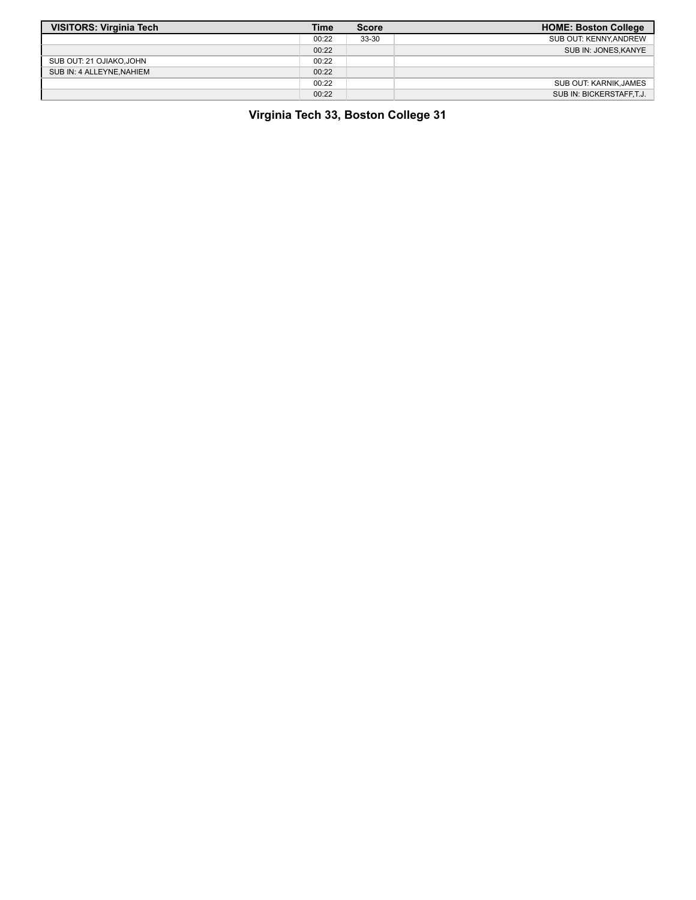| VISITORS: Virginia Tech | Time | Score | HOME: Boston College |
| --- | --- | --- | --- |
| | 00:22 | 33-30 | SUB OUT: KENNY,ANDREW |
| | 00:22 | | SUB IN: JONES,KANYE |
| SUB OUT: 21 OJIAKO,JOHN | 00:22 | | |
| SUB IN: 4 ALLEYNE,NAHIEM | 00:22 | | |
| | 00:22 | | SUB OUT: KARNIK,JAMES |
| | 00:22 | | SUB IN: BICKERSTAFF,T.J. |

**Virginia Tech 33, Boston College 31**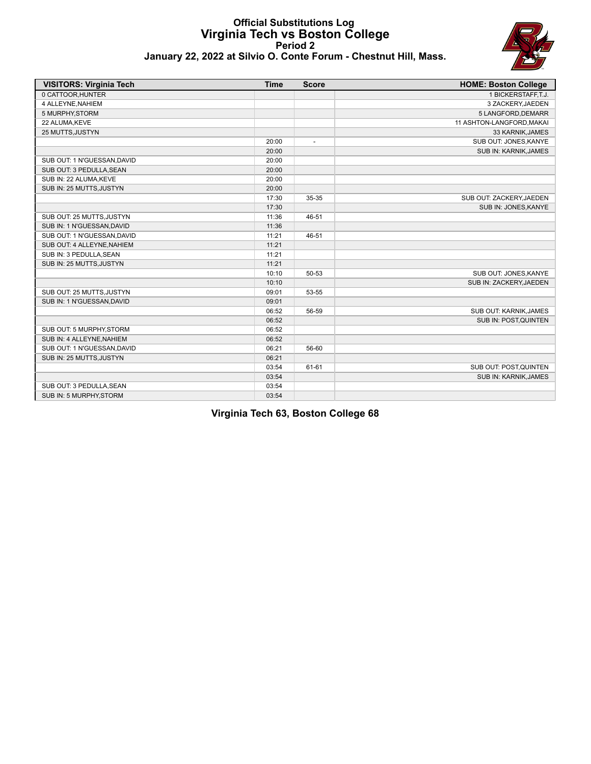# Official Substitutions Log
## Virginia Tech vs Boston College
### Period 2
### January 22, 2022 at Silvio O. Conte Forum - Chestnut Hill, Mass.

| VISITORS: Virginia Tech | Time | Score | HOME: Boston College |
|---|---|---|---|
| 0 CATTOOR,HUNTER | | | 1 BICKERSTAFF,T.J. |
| 4 ALLEYNE,NAHIEM | | | 3 ZACKERY,JAEDEN |
| 5 MURPHY,STORM | | | 5 LANGFORD,DEMARR |
| 22 ALUMA,KEVE | | | 11 ASHTON-LANGFORD,MAKAI |
| 25 MUTTS,JUSTYN | | | 33 KARNIK,JAMES |
| | 20:00 | - | SUB OUT: JONES,KANYE |
| | 20:00 | | SUB IN: KARNIK,JAMES |
| SUB OUT: 1 N'GUESSAN,DAVID | 20:00 | | |
| SUB OUT: 3 PEDULLA,SEAN | 20:00 | | |
| SUB IN: 22 ALUMA,KEVE | 20:00 | | |
| SUB IN: 25 MUTTS,JUSTYN | 20:00 | | |
| | 17:30 | 35-35 | SUB OUT: ZACKERY,JAEDEN |
| | 17:30 | | SUB IN: JONES,KANYE |
| SUB OUT: 25 MUTTS,JUSTYN | 11:36 | 46-51 | |
| SUB IN: 1 N'GUESSAN,DAVID | 11:36 | | |
| SUB OUT: 1 N'GUESSAN,DAVID | 11:21 | 46-51 | |
| SUB OUT: 4 ALLEYNE,NAHIEM | 11:21 | | |
| SUB IN: 3 PEDULLA,SEAN | 11:21 | | |
| SUB IN: 25 MUTTS,JUSTYN | 11:21 | | |
| | 10:10 | 50-53 | SUB OUT: JONES,KANYE |
| | 10:10 | | SUB IN: ZACKERY,JAEDEN |
| SUB OUT: 25 MUTTS,JUSTYN | 09:01 | 53-55 | |
| SUB IN: 1 N'GUESSAN,DAVID | 09:01 | | |
| | 06:52 | 56-59 | SUB OUT: KARNIK,JAMES |
| | 06:52 | | SUB IN: POST,QUINTEN |
| SUB OUT: 5 MURPHY,STORM | 06:52 | | |
| SUB IN: 4 ALLEYNE,NAHIEM | 06:52 | | |
| SUB OUT: 1 N'GUESSAN,DAVID | 06:21 | 56-60 | |
| SUB IN: 25 MUTTS,JUSTYN | 06:21 | | |
| | 03:54 | 61-61 | SUB OUT: POST,QUINTEN |
| | 03:54 | | SUB IN: KARNIK,JAMES |
| SUB OUT: 3 PEDULLA,SEAN | 03:54 | | |
| SUB IN: 5 MURPHY,STORM | 03:54 | | |

**Virginia Tech 63, Boston College 68**